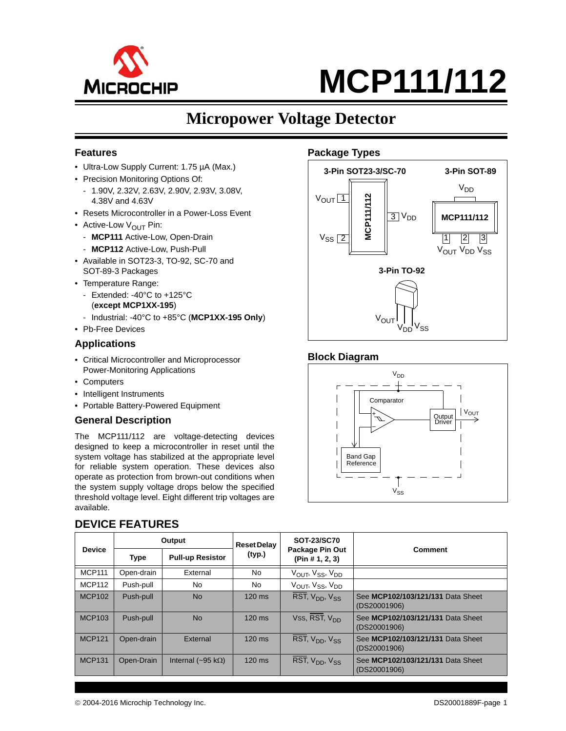# MCP111/112

## Micropower Voltage Detector

### Features

- Ultra-Low Supply Current: 1.75 µA (Max.)
- Precision Monitoring Options Of:
  - 1.90V, 2.32V, 2.63V, 2.90V, 2.93V, 3.08V, 4.38V and 4.63V
- Resets Microcontroller in a Power-Loss Event
- Active-Low $V_{OUT}$ Pin:
  - **MCP111** Active-Low, Open-Drain
  - **MCP112** Active-Low, Push-Pull
- Available in SOT23-3, TO-92, SC-70 and SOT-89-3 Packages
- Temperature Range:
  - Extended: -40°C to +125°C (**except MCP1XX-195**)
  - Industrial: -40°C to +85°C (**MCP1XX-195 Only**)
- Pb-Free Devices

### Applications

- Critical Microcontroller and Microprocessor Power-Monitoring Applications
- Computers
- Intelligent Instruments
- Portable Battery-Powered Equipment

### General Description

The MCP111/112 are voltage-detecting devices designed to keep a microcontroller in reset until the system voltage has stabilized at the appropriate level for reliable system operation. These devices also operate as protection from brown-out conditions when the system supply voltage drops below the specified threshold voltage level. Eight different trip voltages are available.

### Package Types

3-Pin SOT23-3/SC-70: MCP111/112 — Pin 1: $V_{OUT}$, Pin 2: $V_{SS}$, Pin 3: $V_{DD}$

3-Pin SOT-89: MCP111/112 — Tab: $V_{DD}$; Pin 1: $V_{OUT}$, Pin 2: $V_{DD}$, Pin 3: $V_{SS}$

3-Pin TO-92: $V_{OUT}$, $V_{DD}$, $V_{SS}$

### Block Diagram

$V_{DD}$, Comparator, Output Driver, $V_{OUT}$, Band Gap Reference, $V_{SS}$

### DEVICE FEATURES

| Device | Output | | Reset Delay (typ.) | SOT-23/SC70 Package Pin Out (Pin # 1, 2, 3) | Comment |
|---|---|---|---|---|---|
| | Type | Pull-up Resistor | | | |
| MCP111 | Open-drain | External | No | $V_{OUT}$, $V_{SS}$, $V_{DD}$ | |
| MCP112 | Push-pull | No | No | $V_{OUT}$, $V_{SS}$, $V_{DD}$ | |
| MCP102 | Push-pull | No | 120 ms | $\overline{RST}$, $V_{DD}$, $V_{SS}$ | See **MCP102/103/121/131** Data Sheet (DS20001906) |
| MCP103 | Push-pull | No | 120 ms | $V_{SS}$, $\overline{RST}$, $V_{DD}$ | See **MCP102/103/121/131** Data Sheet (DS20001906) |
| MCP121 | Open-drain | External | 120 ms | $\overline{RST}$, $V_{DD}$, $V_{SS}$ | See **MCP102/103/121/131** Data Sheet (DS20001906) |
| MCP131 | Open-Drain | Internal (~95 kΩ) | 120 ms | $\overline{RST}$, $V_{DD}$, $V_{SS}$ | See **MCP102/103/121/131** Data Sheet (DS20001906) |

© 2004-2016 Microchip Technology Inc.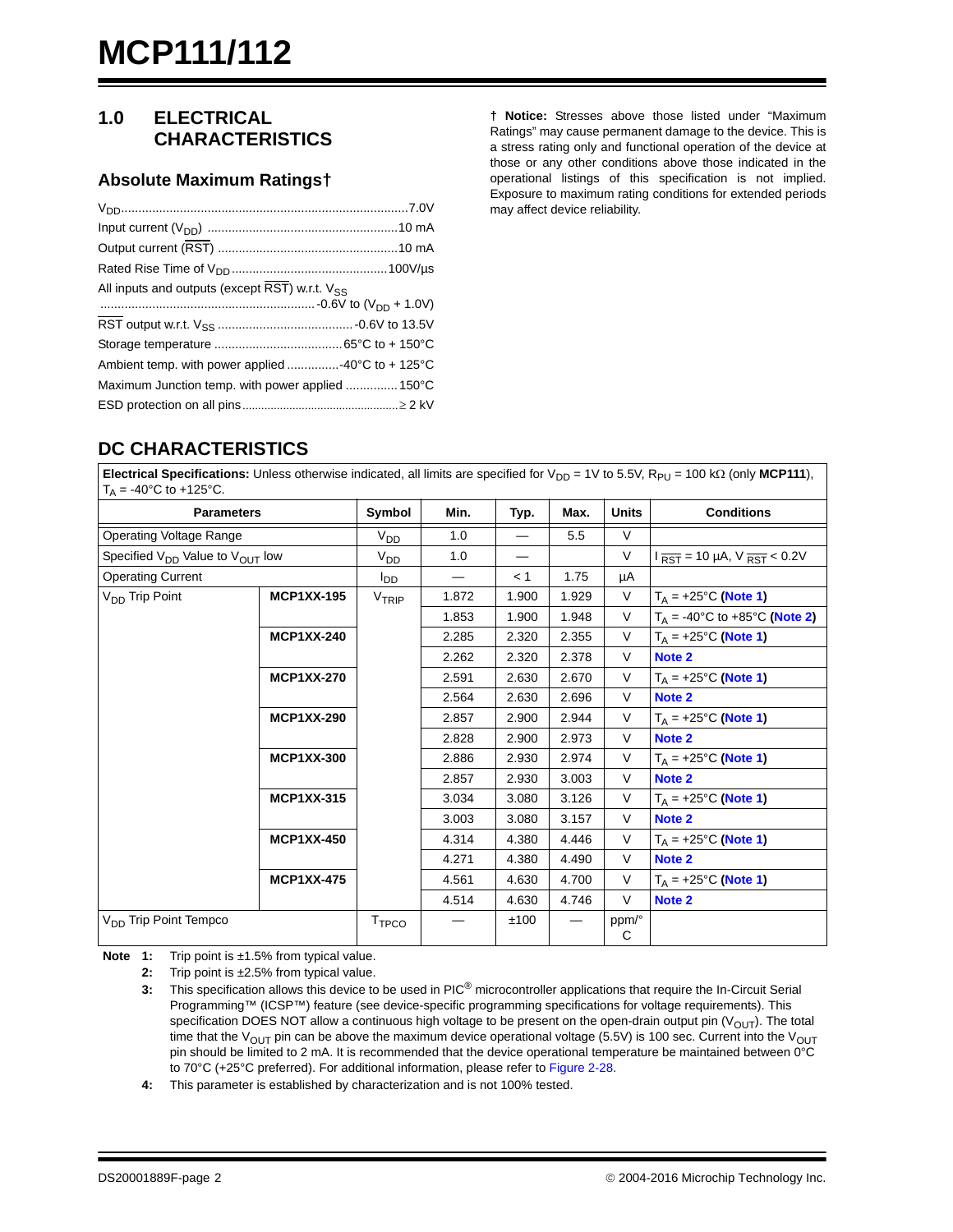# 1.0 ELECTRICAL CHARACTERISTICS

## Absolute Maximum Ratings†

$V_{DD}$ .......................................................................7.0V

Input current ($V_{DD}$) .......................................................10 mA

Output current ($\overline{RST}$) ....................................................10 mA

Rated Rise Time of $V_{DD}$ ............................................100V/µs

All inputs and outputs (except $\overline{RST}$) w.r.t. $V_{SS}$ ............................................................... -0.6V to ($V_{DD}$ + 1.0V)

$\overline{RST}$ output w.r.t. $V_{SS}$ ....................................... -0.6V to 13.5V

Storage temperature .....................................65°C to + 150°C

Ambient temp. with power applied ...............-40°C to + 125°C

Maximum Junction temp. with power applied .............. 150°C

ESD protection on all pins................................................≥ 2 kV

**† Notice:** Stresses above those listed under "Maximum Ratings" may cause permanent damage to the device. This is a stress rating only and functional operation of the device at those or any other conditions above those indicated in the operational listings of this specification is not implied. Exposure to maximum rating conditions for extended periods may affect device reliability.

## DC CHARACTERISTICS

**Electrical Specifications:** Unless otherwise indicated, all limits are specified for $V_{DD}$ = 1V to 5.5V, $R_{PU}$ = 100 kΩ (only **MCP111**), $T_A$ = -40°C to +125°C.

| Parameters | | Symbol | Min. | Typ. | Max. | Units | Conditions |
|---|---|---|---|---|---|---|---|
| Operating Voltage Range | | $V_{DD}$ | 1.0 | — | 5.5 | V | |
| Specified $V_{DD}$ Value to $V_{OUT}$ low | | $V_{DD}$ | 1.0 | — | | V | $I_{\overline{RST}}$ = 10 µA, $V_{\overline{RST}}$ < 0.2V |
| Operating Current | | $I_{DD}$ | — | < 1 | 1.75 | µA | |
| $V_{DD}$ Trip Point | **MCP1XX-195** | $V_{TRIP}$ | 1.872 | 1.900 | 1.929 | V | $T_A$ = +25°C (**Note 1**) |
| | | | 1.853 | 1.900 | 1.948 | V | $T_A$ = -40°C to +85°C (**Note 2**) |
| | **MCP1XX-240** | | 2.285 | 2.320 | 2.355 | V | $T_A$ = +25°C (**Note 1**) |
| | | | 2.262 | 2.320 | 2.378 | V | **Note 2** |
| | **MCP1XX-270** | | 2.591 | 2.630 | 2.670 | V | $T_A$ = +25°C (**Note 1**) |
| | | | 2.564 | 2.630 | 2.696 | V | **Note 2** |
| | **MCP1XX-290** | | 2.857 | 2.900 | 2.944 | V | $T_A$ = +25°C (**Note 1**) |
| | | | 2.828 | 2.900 | 2.973 | V | **Note 2** |
| | **MCP1XX-300** | | 2.886 | 2.930 | 2.974 | V | $T_A$ = +25°C (**Note 1**) |
| | | | 2.857 | 2.930 | 3.003 | V | **Note 2** |
| | **MCP1XX-315** | | 3.034 | 3.080 | 3.126 | V | $T_A$ = +25°C (**Note 1**) |
| | | | 3.003 | 3.080 | 3.157 | V | **Note 2** |
| | **MCP1XX-450** | | 4.314 | 4.380 | 4.446 | V | $T_A$ = +25°C (**Note 1**) |
| | | | 4.271 | 4.380 | 4.490 | V | **Note 2** |
| | **MCP1XX-475** | | 4.561 | 4.630 | 4.700 | V | $T_A$ = +25°C (**Note 1**) |
| | | | 4.514 | 4.630 | 4.746 | V | **Note 2** |
| $V_{DD}$ Trip Point Tempco | | $T_{TPCO}$ | — | ±100 | — | ppm/°C | |

**Note 1:** Trip point is ±1.5% from typical value.

**2:** Trip point is ±2.5% from typical value.

**3:** This specification allows this device to be used in PIC® microcontroller applications that require the In-Circuit Serial Programming™ (ICSP™) feature (see device-specific programming specifications for voltage requirements). This specification DOES NOT allow a continuous high voltage to be present on the open-drain output pin ($V_{OUT}$). The total time that the $V_{OUT}$ pin can be above the maximum device operational voltage (5.5V) is 100 sec. Current into the $V_{OUT}$ pin should be limited to 2 mA. It is recommended that the device operational temperature be maintained between 0°C to 70°C (+25°C preferred). For additional information, please refer to Figure 2-28.

**4:** This parameter is established by characterization and is not 100% tested.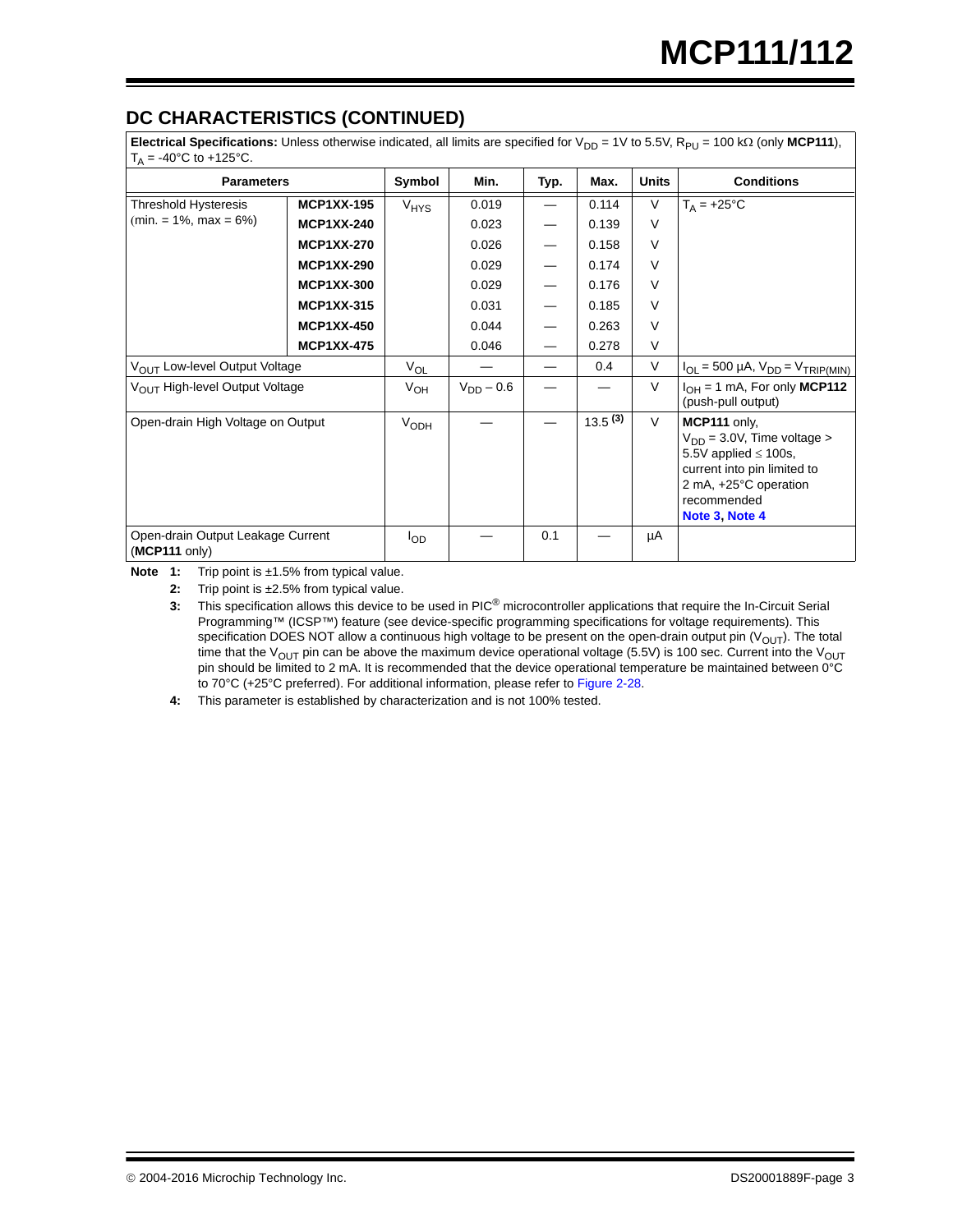## DC CHARACTERISTICS (CONTINUED)

**Electrical Specifications:** Unless otherwise indicated, all limits are specified for $V_{DD}$ = 1V to 5.5V, $R_{PU}$ = 100 kΩ (only **MCP111**), $T_A$ = -40°C to +125°C.

| Parameters | | Symbol | Min. | Typ. | Max. | Units | Conditions |
|---|---|---|---|---|---|---|---|
| Threshold Hysteresis (min. = 1%, max = 6%) | **MCP1XX-195** | $V_{HYS}$ | 0.019 | — | 0.114 | V | $T_A$ = +25°C |
| | **MCP1XX-240** | | 0.023 | — | 0.139 | V | |
| | **MCP1XX-270** | | 0.026 | — | 0.158 | V | |
| | **MCP1XX-290** | | 0.029 | — | 0.174 | V | |
| | **MCP1XX-300** | | 0.029 | — | 0.176 | V | |
| | **MCP1XX-315** | | 0.031 | — | 0.185 | V | |
| | **MCP1XX-450** | | 0.044 | — | 0.263 | V | |
| | **MCP1XX-475** | | 0.046 | — | 0.278 | V | |
| $V_{OUT}$ Low-level Output Voltage | | $V_{OL}$ | — | — | 0.4 | V | $I_{OL}$ = 500 µA, $V_{DD}$ = $V_{TRIP(MIN)}$ |
| $V_{OUT}$ High-level Output Voltage | | $V_{OH}$ | $V_{DD}$ – 0.6 | — | — | V | $I_{OH}$ = 1 mA, For only **MCP112** (push-pull output) |
| Open-drain High Voltage on Output | | $V_{ODH}$ | — | — | 13.5 (3) | V | **MCP111** only, $V_{DD}$ = 3.0V, Time voltage > 5.5V applied ≤ 100s, current into pin limited to 2 mA, +25°C operation recommended **Note 3**, **Note 4** |
| Open-drain Output Leakage Current (**MCP111** only) | | $I_{OD}$ | — | 0.1 | — | µA | |

**Note 1:** Trip point is ±1.5% from typical value.

**2:** Trip point is ±2.5% from typical value.

**3:** This specification allows this device to be used in PIC® microcontroller applications that require the In-Circuit Serial Programming™ (ICSP™) feature (see device-specific programming specifications for voltage requirements). This specification DOES NOT allow a continuous high voltage to be present on the open-drain output pin ($V_{OUT}$). The total time that the $V_{OUT}$ pin can be above the maximum device operational voltage (5.5V) is 100 sec. Current into the $V_{OUT}$ pin should be limited to 2 mA. It is recommended that the device operational temperature be maintained between 0°C to 70°C (+25°C preferred). For additional information, please refer to Figure 2-28.

**4:** This parameter is established by characterization and is not 100% tested.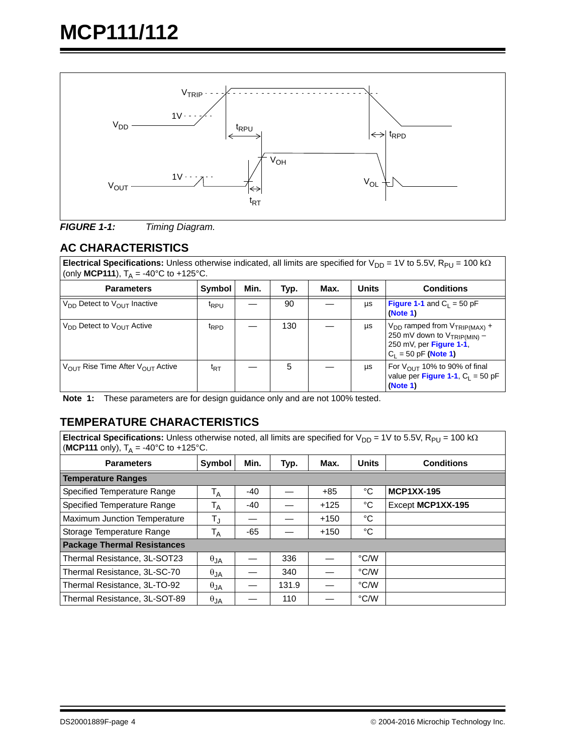**FIGURE 1-1:** *Timing Diagram.*

## AC CHARACTERISTICS

| **Electrical Specifications:** Unless otherwise indicated, all limits are specified for $V_{DD}$ = 1V to 5.5V, $R_{PU}$ = 100 kΩ (only **MCP111**), $T_A$ = -40°C to +125°C. | | | | | | |
|---|---|---|---|---|---|---|
| **Parameters** | **Symbol** | **Min.** | **Typ.** | **Max.** | **Units** | **Conditions** |
| $V_{DD}$ Detect to $V_{OUT}$ Inactive | $t_{RPU}$ | — | 90 | — | µs | **Figure 1-1** and $C_L$ = 50 pF **(Note 1)** |
| $V_{DD}$ Detect to $V_{OUT}$ Active | $t_{RPD}$ | — | 130 | — | µs | $V_{DD}$ ramped from $V_{TRIP(MAX)}$ + 250 mV down to $V_{TRIP(MIN)}$ – 250 mV, per **Figure 1-1**, $C_L$ = 50 pF **(Note 1)** |
| $V_{OUT}$ Rise Time After $V_{OUT}$ Active | $t_{RT}$ | — | 5 | — | µs | For $V_{OUT}$ 10% to 90% of final value per **Figure 1-1**, $C_L$ = 50 pF **(Note 1)** |

**Note 1:** These parameters are for design guidance only and are not 100% tested.

## TEMPERATURE CHARACTERISTICS

| **Electrical Specifications:** Unless otherwise noted, all limits are specified for $V_{DD}$ = 1V to 5.5V, $R_{PU}$ = 100 kΩ (**MCP111** only), $T_A$ = -40°C to +125°C. | | | | | | |
|---|---|---|---|---|---|---|
| **Parameters** | **Symbol** | **Min.** | **Typ.** | **Max.** | **Units** | **Conditions** |
| **Temperature Ranges** | | | | | | |
| Specified Temperature Range | $T_A$ | -40 | — | +85 | °C | **MCP1XX-195** |
| Specified Temperature Range | $T_A$ | -40 | — | +125 | °C | Except **MCP1XX-195** |
| Maximum Junction Temperature | $T_J$ | — | — | +150 | °C | |
| Storage Temperature Range | $T_A$ | -65 | — | +150 | °C | |
| **Package Thermal Resistances** | | | | | | |
| Thermal Resistance, 3L-SOT23 | $\theta_{JA}$ | — | 336 | — | °C/W | |
| Thermal Resistance, 3L-SC-70 | $\theta_{JA}$ | — | 340 | — | °C/W | |
| Thermal Resistance, 3L-TO-92 | $\theta_{JA}$ | — | 131.9 | — | °C/W | |
| Thermal Resistance, 3L-SOT-89 | $\theta_{JA}$ | — | 110 | — | °C/W | |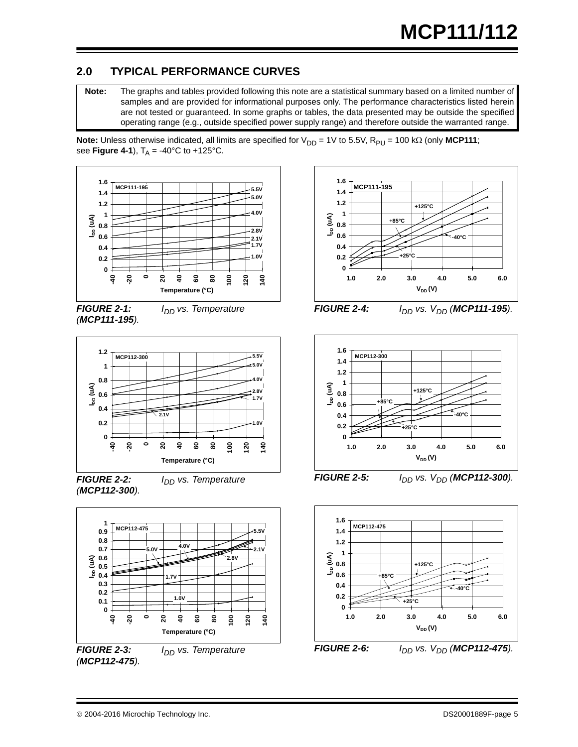## 2.0 TYPICAL PERFORMANCE CURVES

> **Note:** The graphs and tables provided following this note are a statistical summary based on a limited number of samples and are provided for informational purposes only. The performance characteristics listed herein are not tested or guaranteed. In some graphs or tables, the data presented may be outside the specified operating range (e.g., outside specified power supply range) and therefore outside the warranted range.

**Note:** Unless otherwise indicated, all limits are specified for $V_{DD}$ = 1V to 5.5V, $R_{PU}$ = 100 kΩ (only **MCP111**; see **Figure 4-1**), $T_A$ = -40°C to +125°C.

***FIGURE 2-1:*** *$I_{DD}$ vs. Temperature (**MCP111-195**).*

***FIGURE 2-2:*** *$I_{DD}$ vs. Temperature (**MCP112-300**).*

***FIGURE 2-3:*** *$I_{DD}$ vs. Temperature (**MCP112-475**).*

***FIGURE 2-4:*** *$I_{DD}$ vs. $V_{DD}$ (**MCP111-195**).*

***FIGURE 2-5:*** *$I_{DD}$ vs. $V_{DD}$ (**MCP112-300**).*

***FIGURE 2-6:*** *$I_{DD}$ vs. $V_{DD}$ (**MCP112-475**).*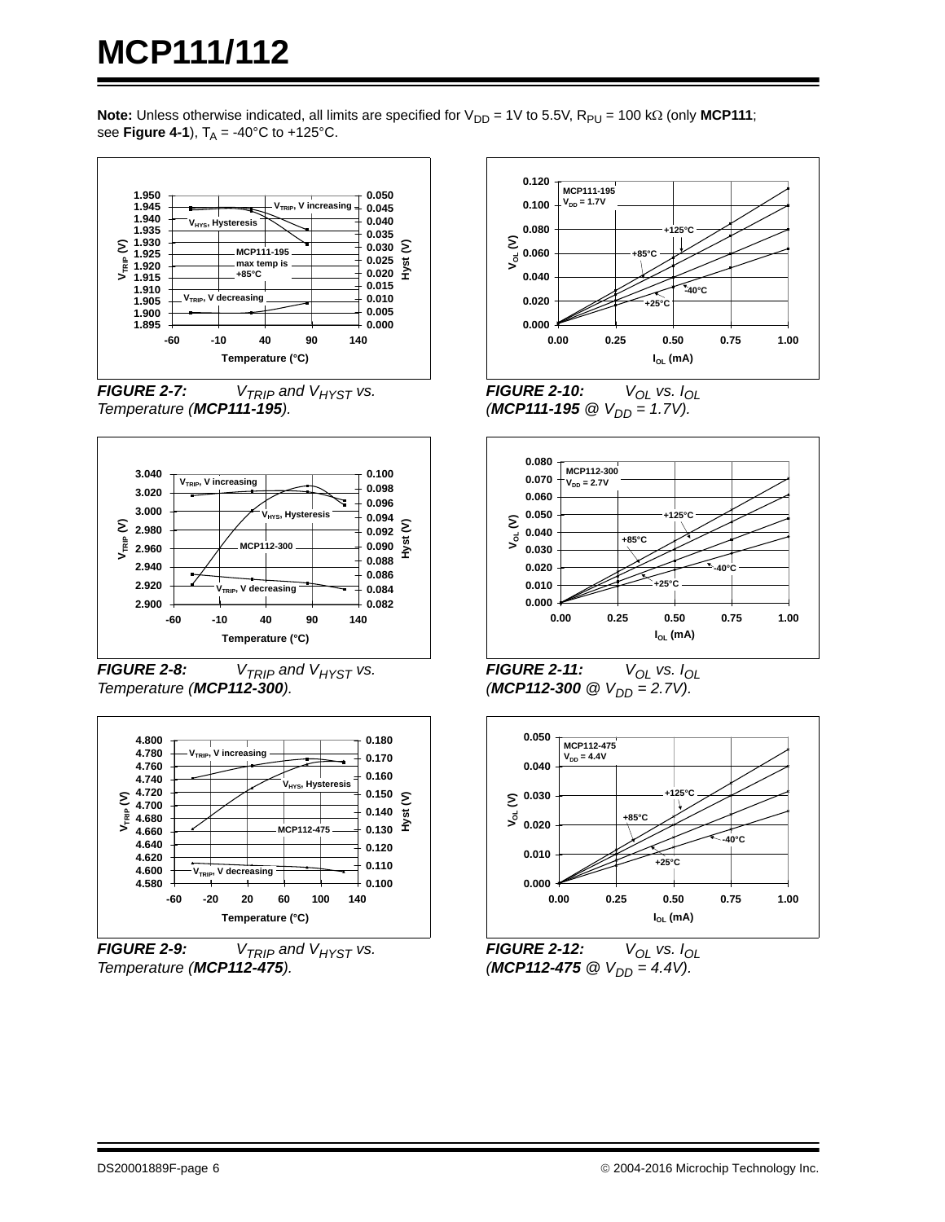**Note:** Unless otherwise indicated, all limits are specified for $V_{DD}$ = 1V to 5.5V, $R_{PU}$ = 100 kΩ (only **MCP111**; see **Figure 4-1**), $T_A$ = -40°C to +125°C.

***FIGURE 2-7:*** *$V_{TRIP}$ and $V_{HYST}$ vs. Temperature (**MCP111-195**).*

***FIGURE 2-8:*** *$V_{TRIP}$ and $V_{HYST}$ vs. Temperature (**MCP112-300**).*

***FIGURE 2-9:*** *$V_{TRIP}$ and $V_{HYST}$ vs. Temperature (**MCP112-475**).*

***FIGURE 2-10:*** *$V_{OL}$ vs. $I_{OL}$ (**MCP111-195** @ $V_{DD}$ = 1.7V).*

***FIGURE 2-11:*** *$V_{OL}$ vs. $I_{OL}$ (**MCP112-300** @ $V_{DD}$ = 2.7V).*

***FIGURE 2-12:*** *$V_{OL}$ vs. $I_{OL}$ (**MCP112-475** @ $V_{DD}$ = 4.4V).*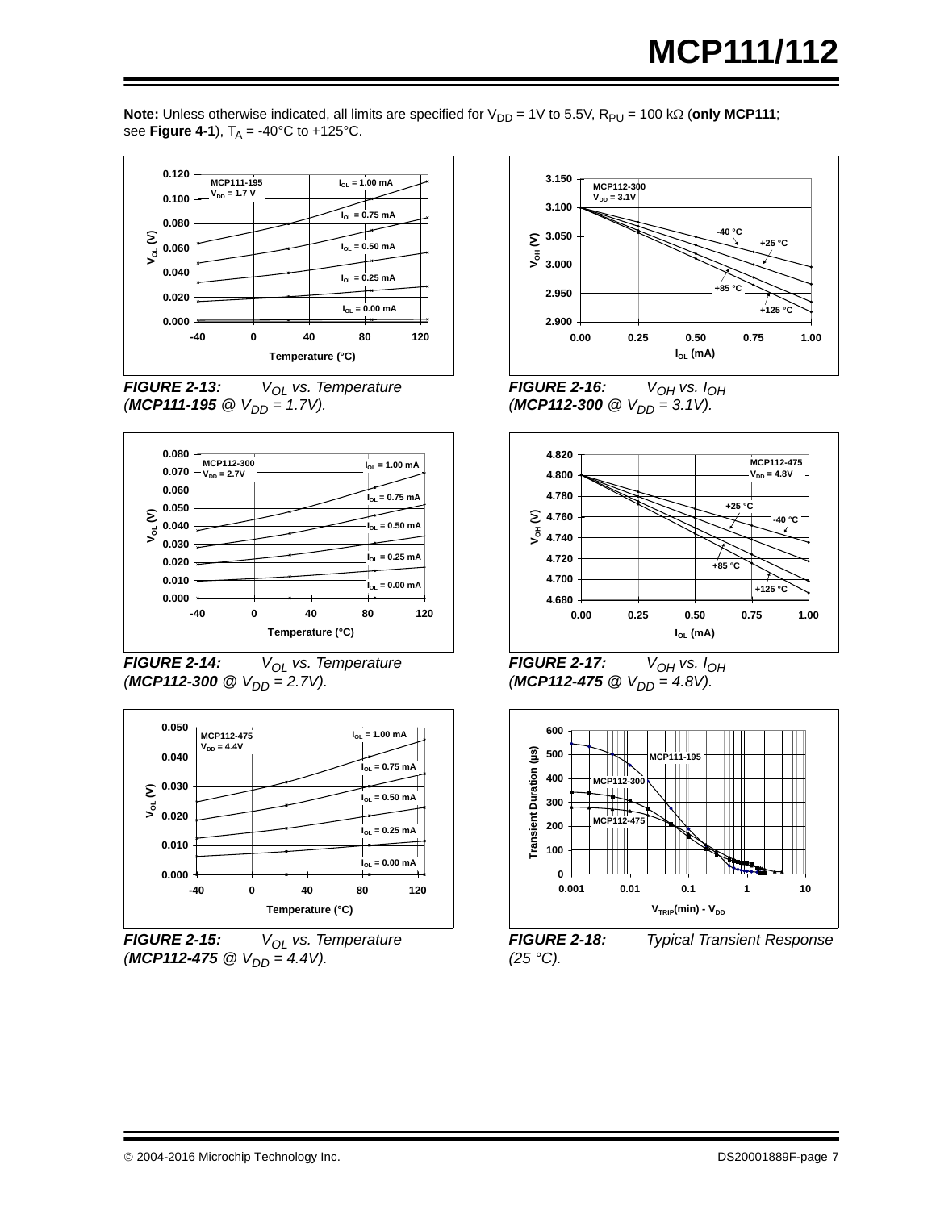**Note:** Unless otherwise indicated, all limits are specified for $V_{DD}$ = 1V to 5.5V, $R_{PU}$ = 100 kΩ (**only MCP111**; see **Figure 4-1**), $T_A$ = -40°C to +125°C.

***FIGURE 2-13:*** *$V_{OL}$ vs. Temperature (**MCP111-195** @ $V_{DD}$ = 1.7V).*

***FIGURE 2-14:*** *$V_{OL}$ vs. Temperature (**MCP112-300** @ $V_{DD}$ = 2.7V).*

***FIGURE 2-15:*** *$V_{OL}$ vs. Temperature (**MCP112-475** @ $V_{DD}$ = 4.4V).*

***FIGURE 2-16:*** *$V_{OH}$ vs. $I_{OH}$ (**MCP112-300** @ $V_{DD}$ = 3.1V).*

***FIGURE 2-17:*** *$V_{OH}$ vs. $I_{OH}$ (**MCP112-475** @ $V_{DD}$ = 4.8V).*

***FIGURE 2-18:*** *Typical Transient Response (25 °C).*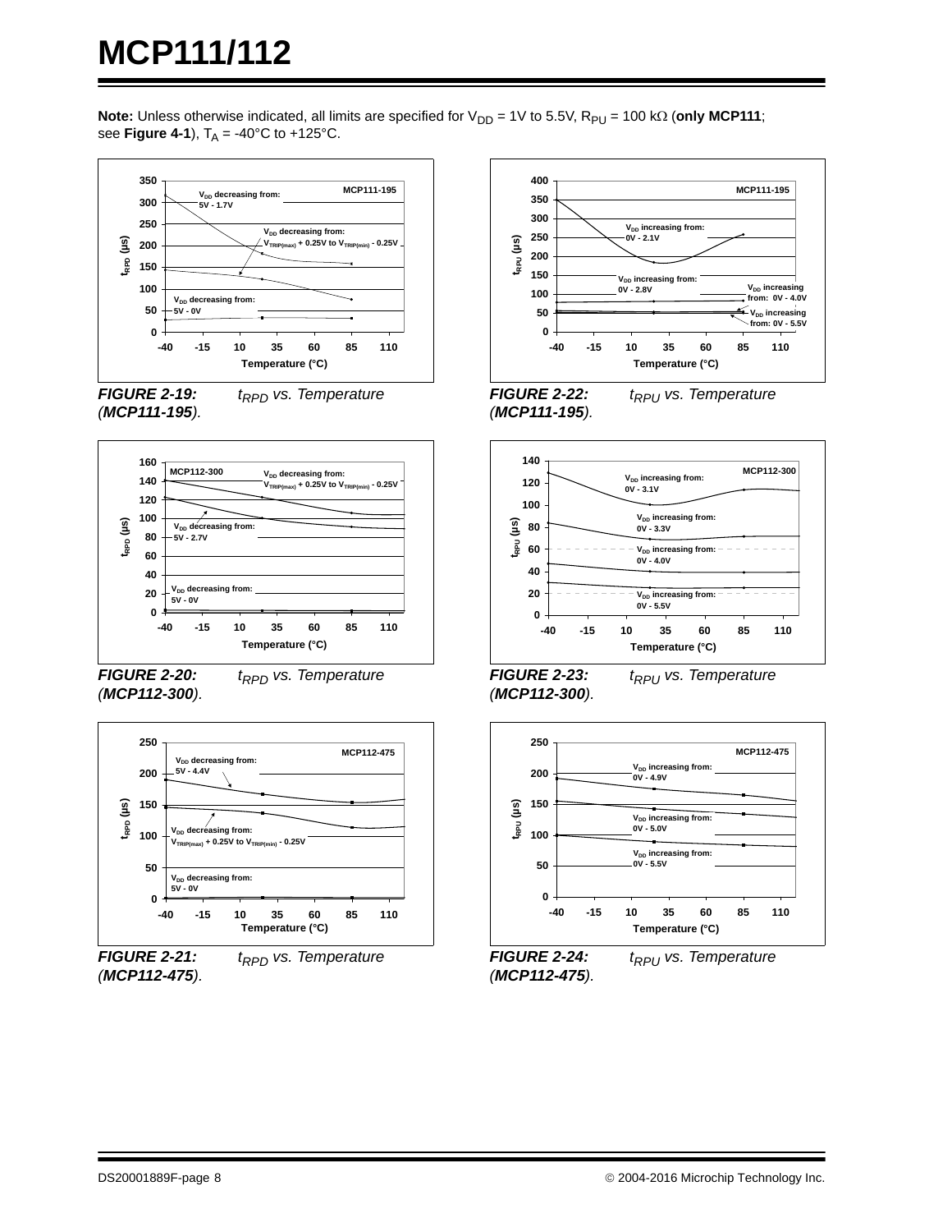**Note:** Unless otherwise indicated, all limits are specified for $V_{DD}$ = 1V to 5.5V, $R_{PU}$ = 100 kΩ (**only MCP111**; see **Figure 4-1**), $T_A$ = -40°C to +125°C.

***FIGURE 2-19:*** *$t_{RPD}$ vs. Temperature (**MCP111-195**).*

***FIGURE 2-20:*** *$t_{RPD}$ vs. Temperature (**MCP112-300**).*

***FIGURE 2-21:*** *$t_{RPD}$ vs. Temperature (**MCP112-475**).*

***FIGURE 2-22:*** *$t_{RPU}$ vs. Temperature (**MCP111-195**).*

***FIGURE 2-23:*** *$t_{RPU}$ vs. Temperature (**MCP112-300**).*

***FIGURE 2-24:*** *$t_{RPU}$ vs. Temperature (**MCP112-475**).*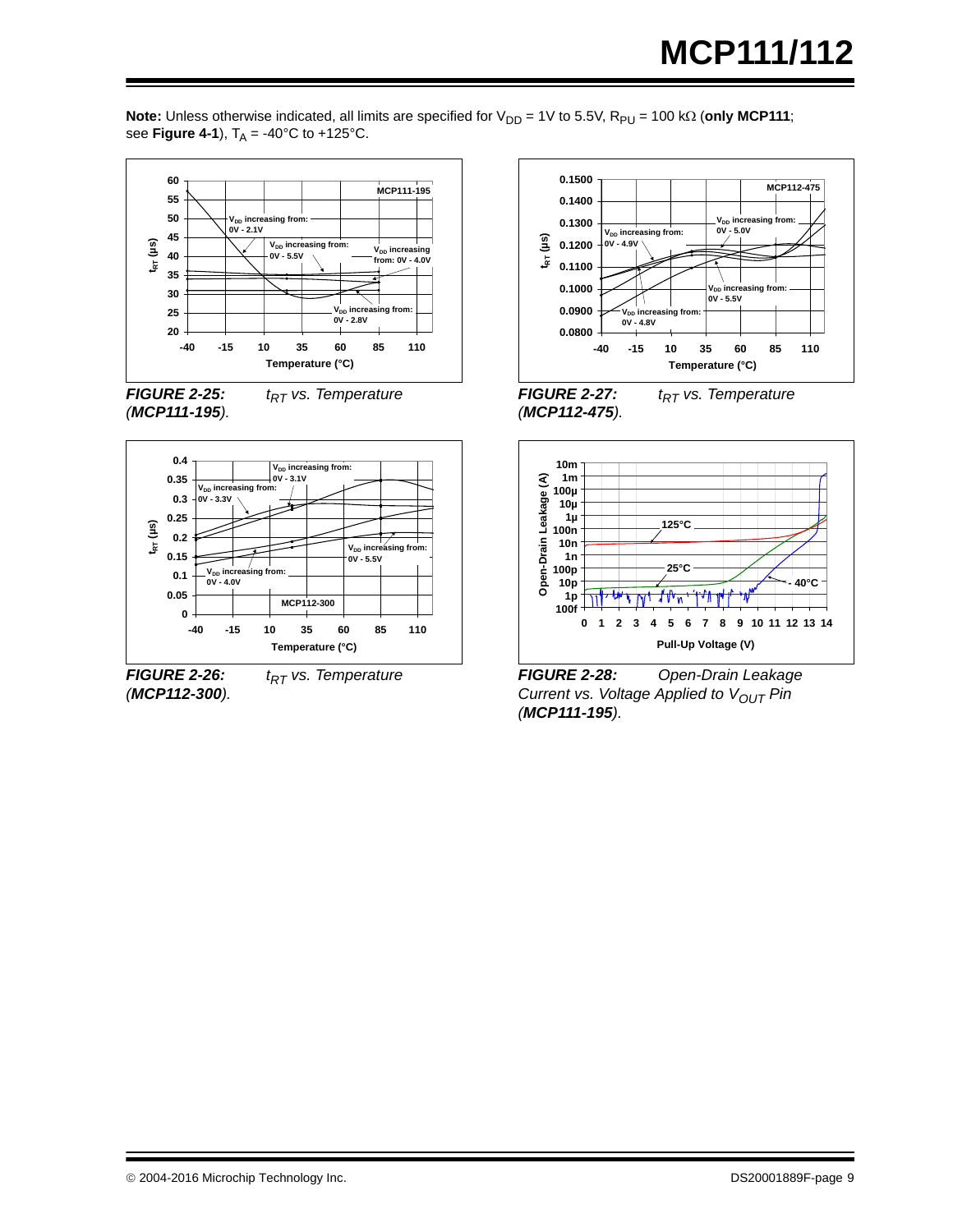**Note:** Unless otherwise indicated, all limits are specified for $V_{DD}$ = 1V to 5.5V, $R_{PU}$ = 100 kΩ (**only MCP111**; see **Figure 4-1**), $T_A$ = -40°C to +125°C.

***FIGURE 2-25:*** *$t_{RT}$ vs. Temperature (**MCP111-195**).*

***FIGURE 2-26:*** *$t_{RT}$ vs. Temperature (**MCP112-300**).*

***FIGURE 2-27:*** *$t_{RT}$ vs. Temperature (**MCP112-475**).*

***FIGURE 2-28:*** *Open-Drain Leakage Current vs. Voltage Applied to $V_{OUT}$ Pin (**MCP111-195**).*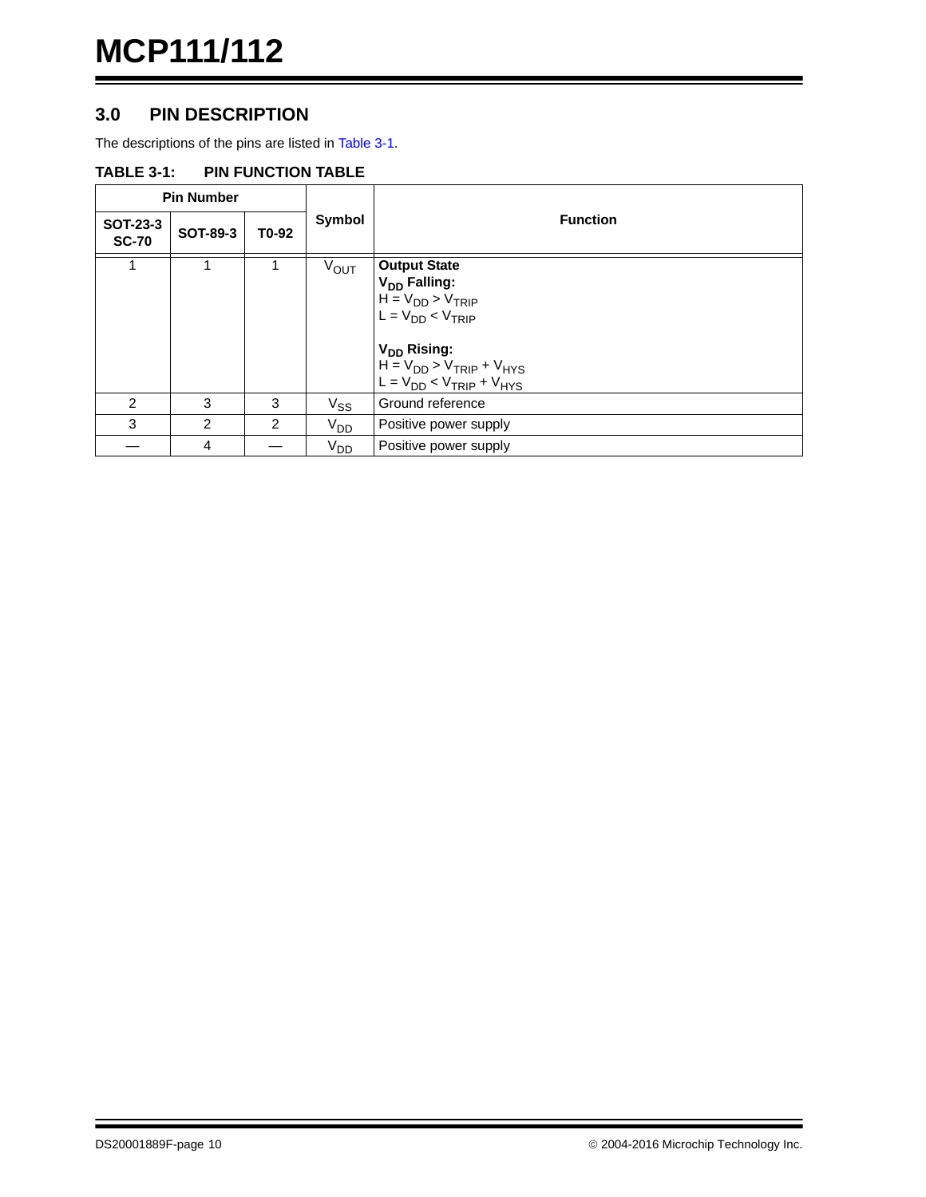## 3.0 PIN DESCRIPTION

The descriptions of the pins are listed in Table 3-1.

**TABLE 3-1: PIN FUNCTION TABLE**

| Pin Number | | | Symbol | Function |
|---|---|---|---|---|
| **SOT-23-3 SC-70** | **SOT-89-3** | **T0-92** | | |
| 1 | 1 | 1 | $V_{OUT}$ | **Output State**<br>**$V_{DD}$ Falling:**<br>$H = V_{DD} > V_{TRIP}$<br>$L = V_{DD} < V_{TRIP}$<br><br>**$V_{DD}$ Rising:**<br>$H = V_{DD} > V_{TRIP} + V_{HYS}$<br>$L = V_{DD} < V_{TRIP} + V_{HYS}$ |
| 2 | 3 | 3 | $V_{SS}$ | Ground reference |
| 3 | 2 | 2 | $V_{DD}$ | Positive power supply |
| — | 4 | — | $V_{DD}$ | Positive power supply |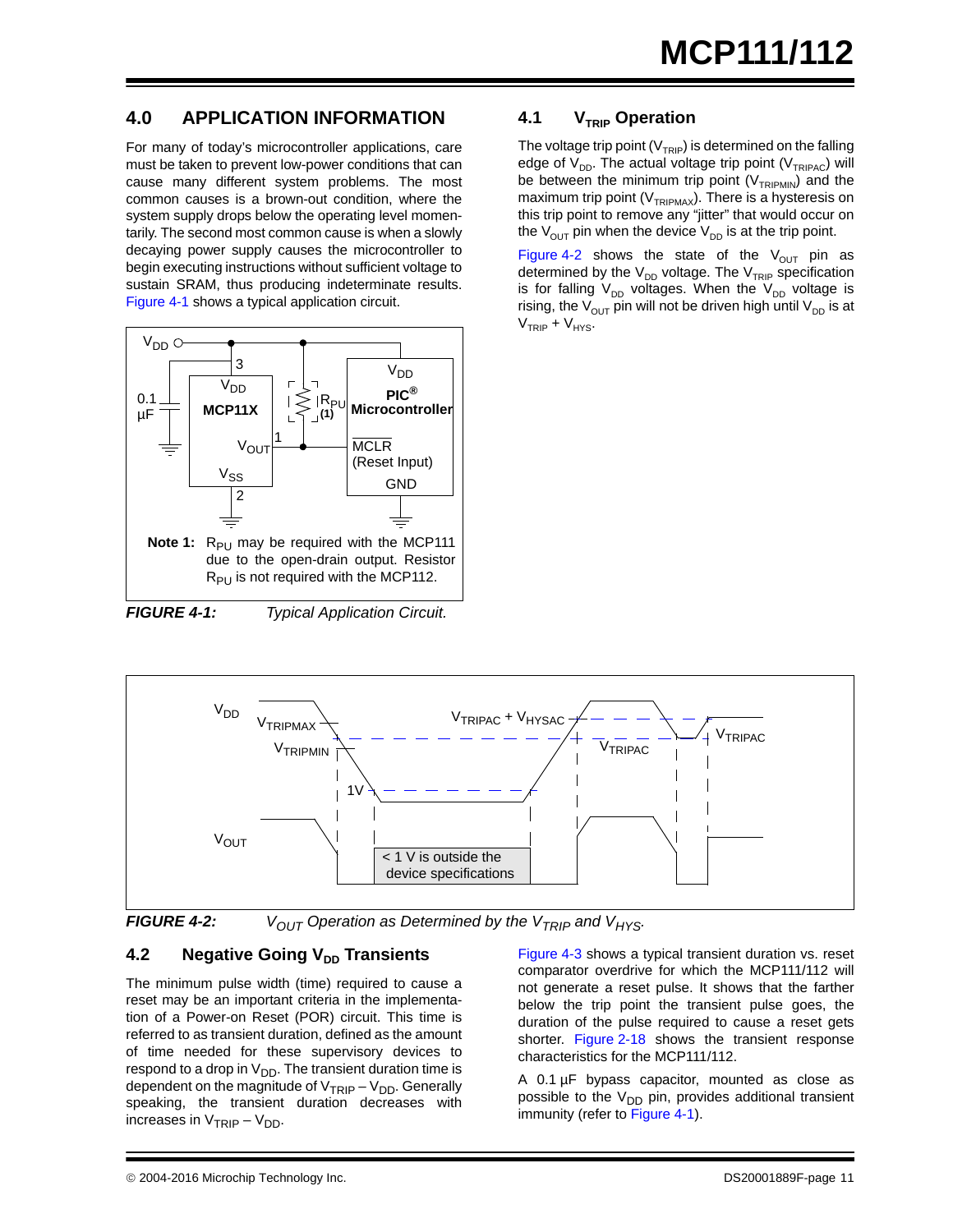## 4.0 APPLICATION INFORMATION

For many of today's microcontroller applications, care must be taken to prevent low-power conditions that can cause many different system problems. The most common causes is a brown-out condition, where the system supply drops below the operating level momentarily. The second most common cause is when a slowly decaying power supply causes the microcontroller to begin executing instructions without sufficient voltage to sustain SRAM, thus producing indeterminate results. Figure 4-1 shows a typical application circuit.

**Note 1:** $R_{PU}$ may be required with the MCP111 due to the open-drain output. Resistor $R_{PU}$ is not required with the MCP112.

***FIGURE 4-1:*** *Typical Application Circuit.*

## 4.1 $V_{TRIP}$ Operation

The voltage trip point ($V_{TRIP}$) is determined on the falling edge of $V_{DD}$. The actual voltage trip point ($V_{TRIPAC}$) will be between the minimum trip point ($V_{TRIPMIN}$) and the maximum trip point ($V_{TRIPMAX}$). There is a hysteresis on this trip point to remove any "jitter" that would occur on the $V_{OUT}$ pin when the device $V_{DD}$ is at the trip point.

Figure 4-2 shows the state of the $V_{OUT}$ pin as determined by the $V_{DD}$ voltage. The $V_{TRIP}$ specification is for falling $V_{DD}$ voltages. When the $V_{DD}$ voltage is rising, the $V_{OUT}$ pin will not be driven high until $V_{DD}$ is at $V_{TRIP} + V_{HYS}$.

***FIGURE 4-2:*** *$V_{OUT}$ Operation as Determined by the $V_{TRIP}$ and $V_{HYS}$.*

## 4.2 Negative Going $V_{DD}$ Transients

The minimum pulse width (time) required to cause a reset may be an important criteria in the implementation of a Power-on Reset (POR) circuit. This time is referred to as transient duration, defined as the amount of time needed for these supervisory devices to respond to a drop in $V_{DD}$. The transient duration time is dependent on the magnitude of $V_{TRIP} – V_{DD}$. Generally speaking, the transient duration decreases with increases in $V_{TRIP} – V_{DD}$.

Figure 4-3 shows a typical transient duration vs. reset comparator overdrive for which the MCP111/112 will not generate a reset pulse. It shows that the farther below the trip point the transient pulse goes, the duration of the pulse required to cause a reset gets shorter. Figure 2-18 shows the transient response characteristics for the MCP111/112.

A 0.1 µF bypass capacitor, mounted as close as possible to the $V_{DD}$ pin, provides additional transient immunity (refer to Figure 4-1).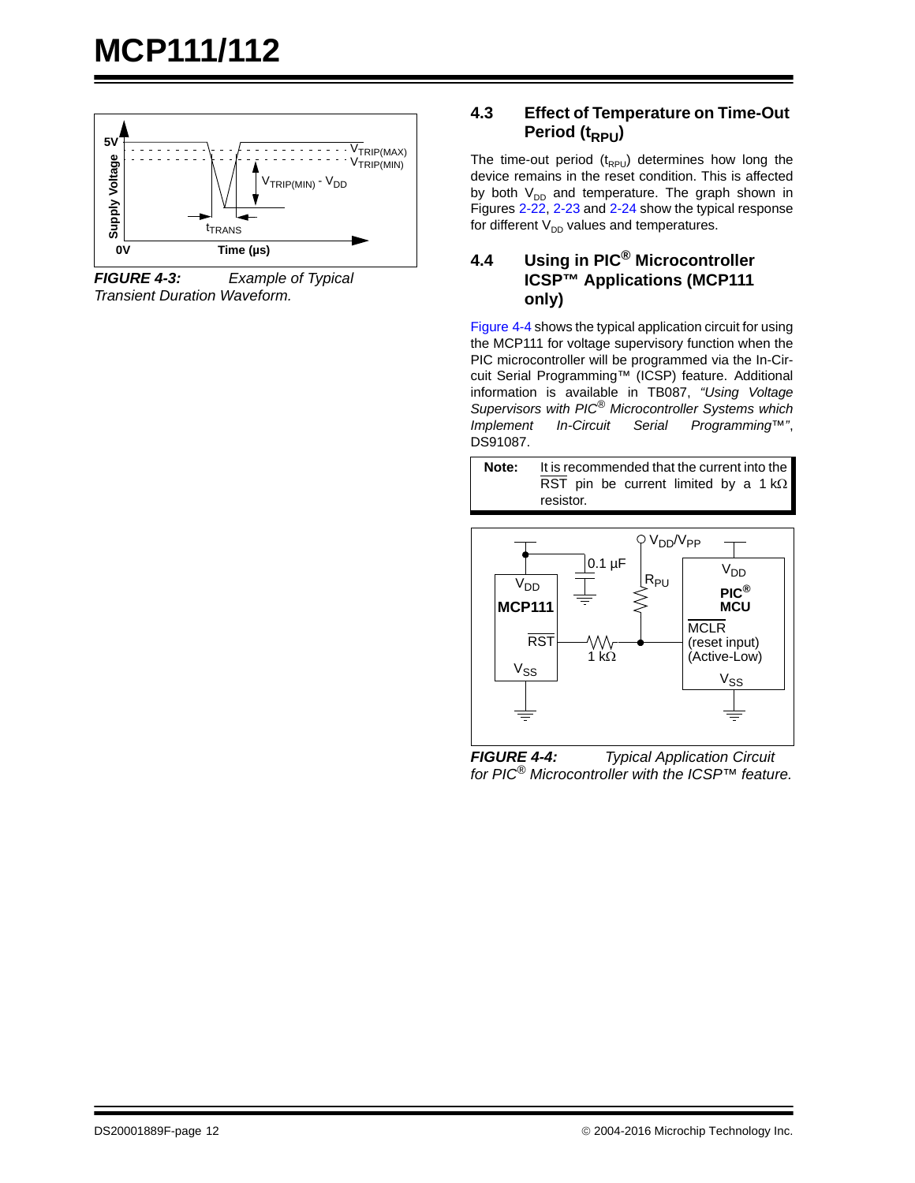*FIGURE 4-3: Example of Typical Transient Duration Waveform.*

## 4.3 Effect of Temperature on Time-Out Period ($t_{RPU}$)

The time-out period ($t_{RPU}$) determines how long the device remains in the reset condition. This is affected by both $V_{DD}$ and temperature. The graph shown in Figures 2-22, 2-23 and 2-24 show the typical response for different $V_{DD}$ values and temperatures.

## 4.4 Using in PIC® Microcontroller ICSP™ Applications (MCP111 only)

Figure 4-4 shows the typical application circuit for using the MCP111 for voltage supervisory function when the PIC microcontroller will be programmed via the In-Circuit Serial Programming™ (ICSP) feature. Additional information is available in TB087, *"Using Voltage Supervisors with PIC® Microcontroller Systems which Implement In-Circuit Serial Programming™"*, DS91087.

| **Note:** | It is recommended that the current into the $\overline{RST}$ pin be current limited by a 1 kΩ resistor. |
|---|---|

*FIGURE 4-4: Typical Application Circuit for PIC® Microcontroller with the ICSP™ feature.*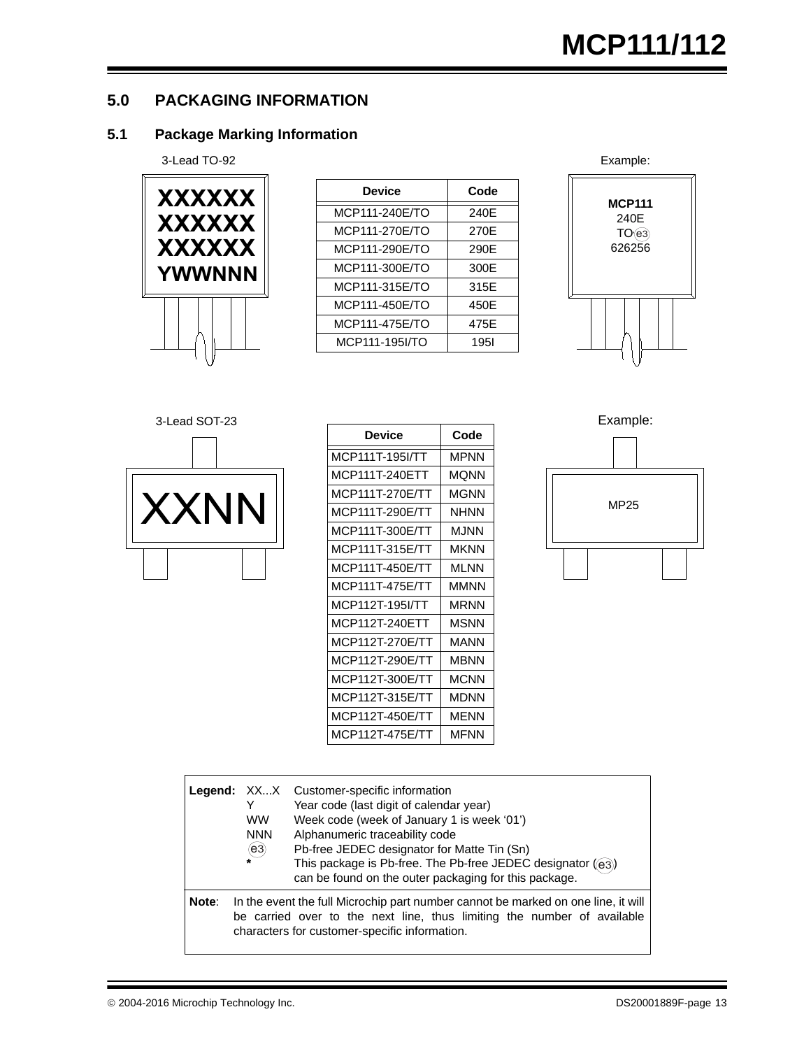## 5.0 PACKAGING INFORMATION

### 5.1 Package Marking Information

3-Lead TO-92

XXXXXX
XXXXXX
XXXXXX
YWWNNN

| Device | Code |
|---|---|
| MCP111-240E/TO | 240E |
| MCP111-270E/TO | 270E |
| MCP111-290E/TO | 290E |
| MCP111-300E/TO | 300E |
| MCP111-315E/TO | 315E |
| MCP111-450E/TO | 450E |
| MCP111-475E/TO | 475E |
| MCP111-195I/TO | 195I |

Example:

**MCP111**
240E
TO e3
626256

3-Lead SOT-23

XXNN

| Device | Code |
|---|---|
| MCP111T-195I/TT | MPNN |
| MCP111T-240ETT | MQNN |
| MCP111T-270E/TT | MGNN |
| MCP111T-290E/TT | NHNN |
| MCP111T-300E/TT | MJNN |
| MCP111T-315E/TT | MKNN |
| MCP111T-450E/TT | MLNN |
| MCP111T-475E/TT | MMNN |
| MCP112T-195I/TT | MRNN |
| MCP112T-240ETT | MSNN |
| MCP112T-270E/TT | MANN |
| MCP112T-290E/TT | MBNN |
| MCP112T-300E/TT | MCNN |
| MCP112T-315E/TT | MDNN |
| MCP112T-450E/TT | MENN |
| MCP112T-475E/TT | MFNN |

Example:

MP25

**Legend:**
XX...X Customer-specific information
Y Year code (last digit of calendar year)
WW Week code (week of January 1 is week '01')
NNN Alphanumeric traceability code
(e3) Pb-free JEDEC designator for Matte Tin (Sn)
\* This package is Pb-free. The Pb-free JEDEC designator ((e3)) can be found on the outer packaging for this package.

**Note**: In the event the full Microchip part number cannot be marked on one line, it will be carried over to the next line, thus limiting the number of available characters for customer-specific information.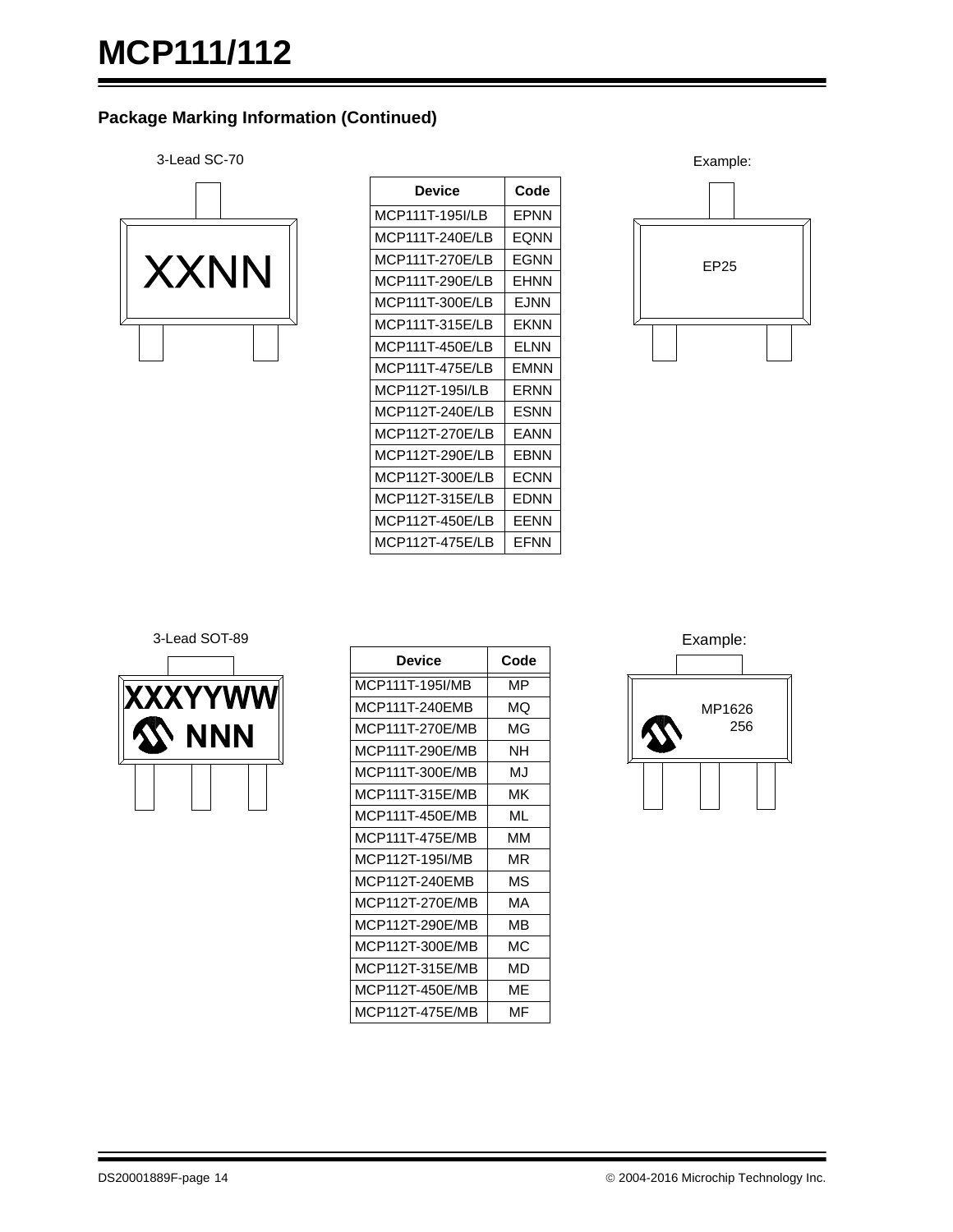## Package Marking Information (Continued)

3-Lead SC-70

XXNN

| Device | Code |
|---|---|
| MCP111T-195I/LB | EPNN |
| MCP111T-240E/LB | EQNN |
| MCP111T-270E/LB | EGNN |
| MCP111T-290E/LB | EHNN |
| MCP111T-300E/LB | EJNN |
| MCP111T-315E/LB | EKNN |
| MCP111T-450E/LB | ELNN |
| MCP111T-475E/LB | EMNN |
| MCP112T-195I/LB | ERNN |
| MCP112T-240E/LB | ESNN |
| MCP112T-270E/LB | EANN |
| MCP112T-290E/LB | EBNN |
| MCP112T-300E/LB | ECNN |
| MCP112T-315E/LB | EDNN |
| MCP112T-450E/LB | EENN |
| MCP112T-475E/LB | EFNN |

Example:

EP25

3-Lead SOT-89

XXXYYWW
NNN

| Device | Code |
|---|---|
| MCP111T-195I/MB | MP |
| MCP111T-240EMB | MQ |
| MCP111T-270E/MB | MG |
| MCP111T-290E/MB | NH |
| MCP111T-300E/MB | MJ |
| MCP111T-315E/MB | MK |
| MCP111T-450E/MB | ML |
| MCP111T-475E/MB | MM |
| MCP112T-195I/MB | MR |
| MCP112T-240EMB | MS |
| MCP112T-270E/MB | MA |
| MCP112T-290E/MB | MB |
| MCP112T-300E/MB | MC |
| MCP112T-315E/MB | MD |
| MCP112T-450E/MB | ME |
| MCP112T-475E/MB | MF |

Example:

MP1626
256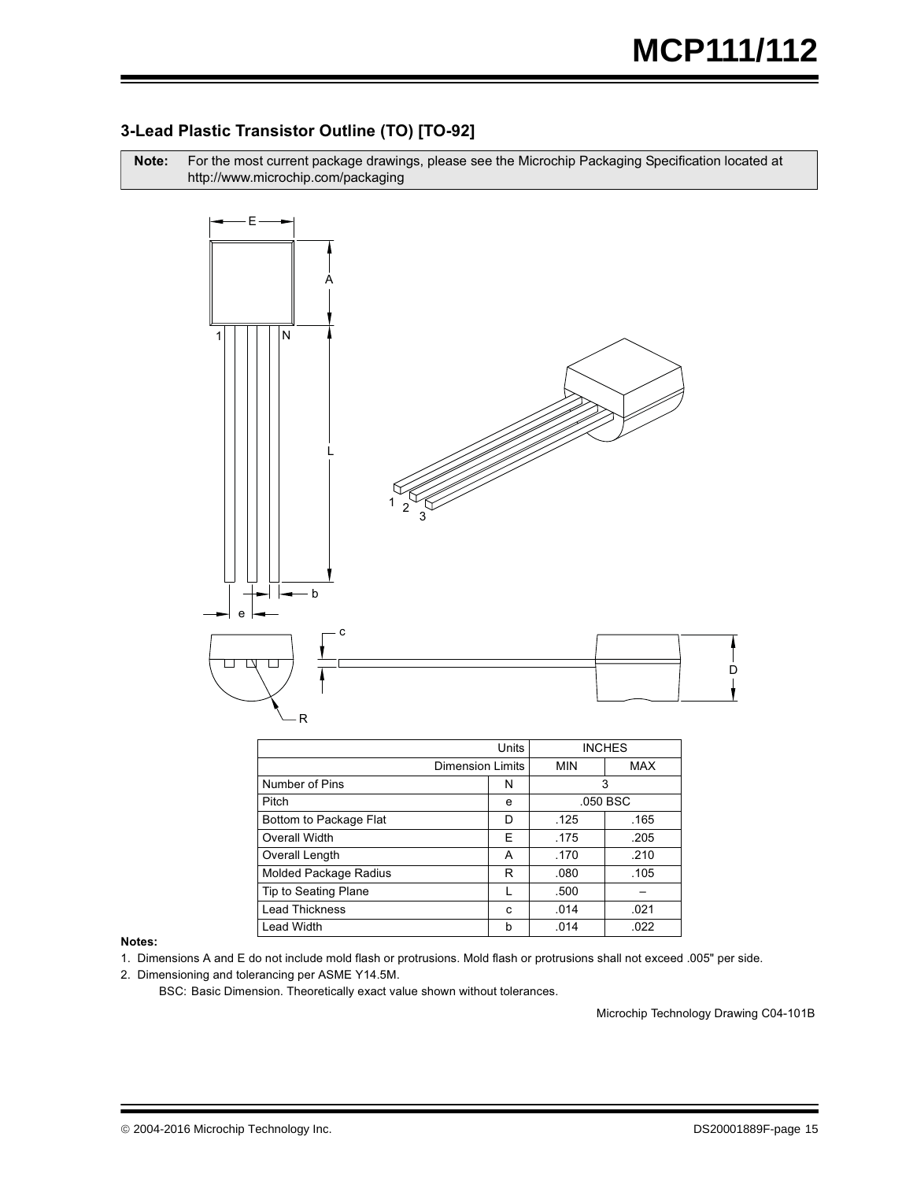## 3-Lead Plastic Transistor Outline (TO) [TO-92]

**Note:** For the most current package drawings, please see the Microchip Packaging Specification located at http://www.microchip.com/packaging

| Units | | INCHES | |
|---|---|---|---|
| Dimension Limits | | MIN | MAX |
| Number of Pins | N | 3 | |
| Pitch | e | .050 BSC | |
| Bottom to Package Flat | D | .125 | .165 |
| Overall Width | E | .175 | .205 |
| Overall Length | A | .170 | .210 |
| Molded Package Radius | R | .080 | .105 |
| Tip to Seating Plane | L | .500 | – |
| Lead Thickness | c | .014 | .021 |
| Lead Width | b | .014 | .022 |

**Notes:**

1. Dimensions A and E do not include mold flash or protrusions. Mold flash or protrusions shall not exceed .005" per side.
2. Dimensioning and tolerancing per ASME Y14.5M.

   BSC: Basic Dimension. Theoretically exact value shown without tolerances.

Microchip Technology Drawing C04-101B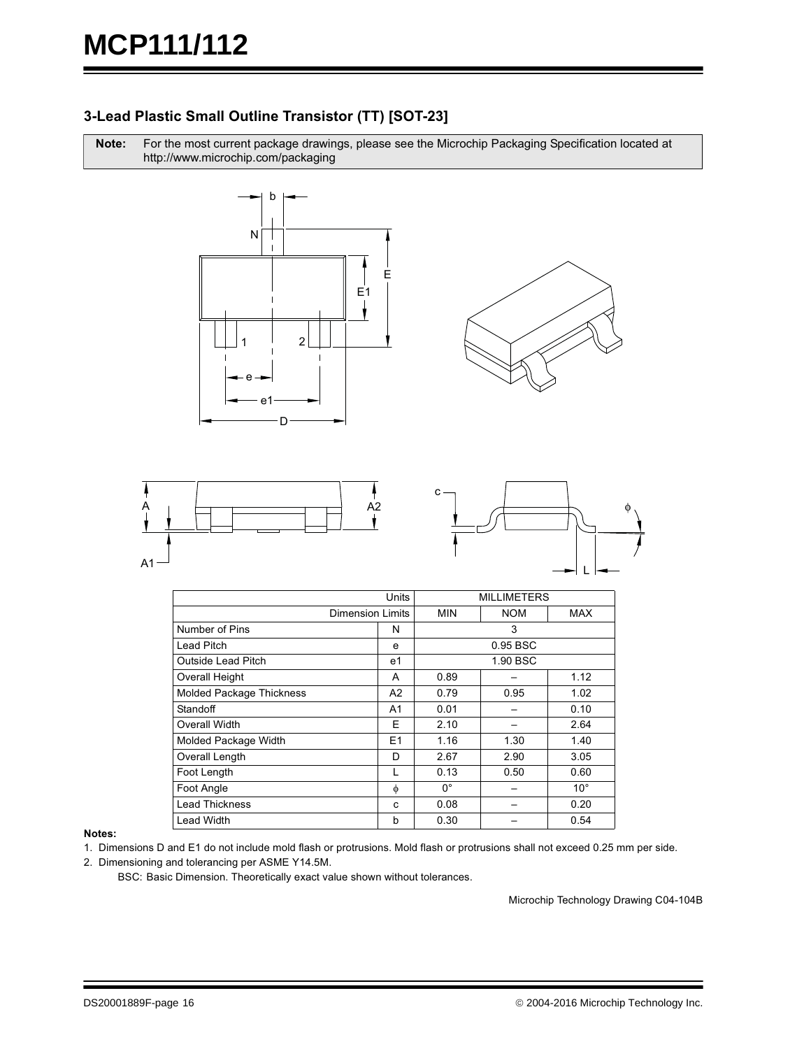### 3-Lead Plastic Small Outline Transistor (TT) [SOT-23]

**Note:** For the most current package drawings, please see the Microchip Packaging Specification located at http://www.microchip.com/packaging

| Units | | MILLIMETERS | | |
|---|---|---|---|---|
| Dimension Limits | | MIN | NOM | MAX |
| Number of Pins | N | | 3 | |
| Lead Pitch | e | | 0.95 BSC | |
| Outside Lead Pitch | e1 | | 1.90 BSC | |
| Overall Height | A | 0.89 | – | 1.12 |
| Molded Package Thickness | A2 | 0.79 | 0.95 | 1.02 |
| Standoff | A1 | 0.01 | – | 0.10 |
| Overall Width | E | 2.10 | – | 2.64 |
| Molded Package Width | E1 | 1.16 | 1.30 | 1.40 |
| Overall Length | D | 2.67 | 2.90 | 3.05 |
| Foot Length | L | 0.13 | 0.50 | 0.60 |
| Foot Angle | $\phi$ | 0° | – | 10° |
| Lead Thickness | c | 0.08 | – | 0.20 |
| Lead Width | b | 0.30 | – | 0.54 |

**Notes:**

1. Dimensions D and E1 do not include mold flash or protrusions. Mold flash or protrusions shall not exceed 0.25 mm per side.
2. Dimensioning and tolerancing per ASME Y14.5M.

   BSC: Basic Dimension. Theoretically exact value shown without tolerances.

Microchip Technology Drawing C04-104B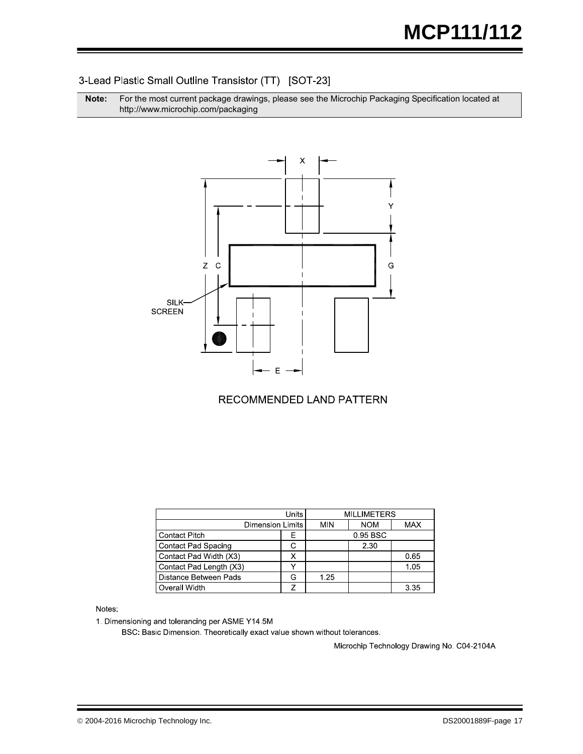## 3-Lead Plastic Small Outline Transistor (TT) [SOT-23]

**Note:** For the most current package drawings, please see the Microchip Packaging Specification located at http://www.microchip.com/packaging

RECOMMENDED LAND PATTERN

| Units | | MILLIMETERS | | |
|---|---|---|---|---|
| Dimension Limits | | MIN | NOM | MAX |
| Contact Pitch | E | | 0.95 BSC | |
| Contact Pad Spacing | C | | 2.30 | |
| Contact Pad Width (X3) | X | | | 0.65 |
| Contact Pad Length (X3) | Y | | | 1.05 |
| Distance Between Pads | G | 1.25 | | |
| Overall Width | Z | | | 3.35 |

Notes:

1. Dimensioning and tolerancing per ASME Y14.5M

   BSC: Basic Dimension. Theoretically exact value shown without tolerances.

Microchip Technology Drawing No. C04-2104A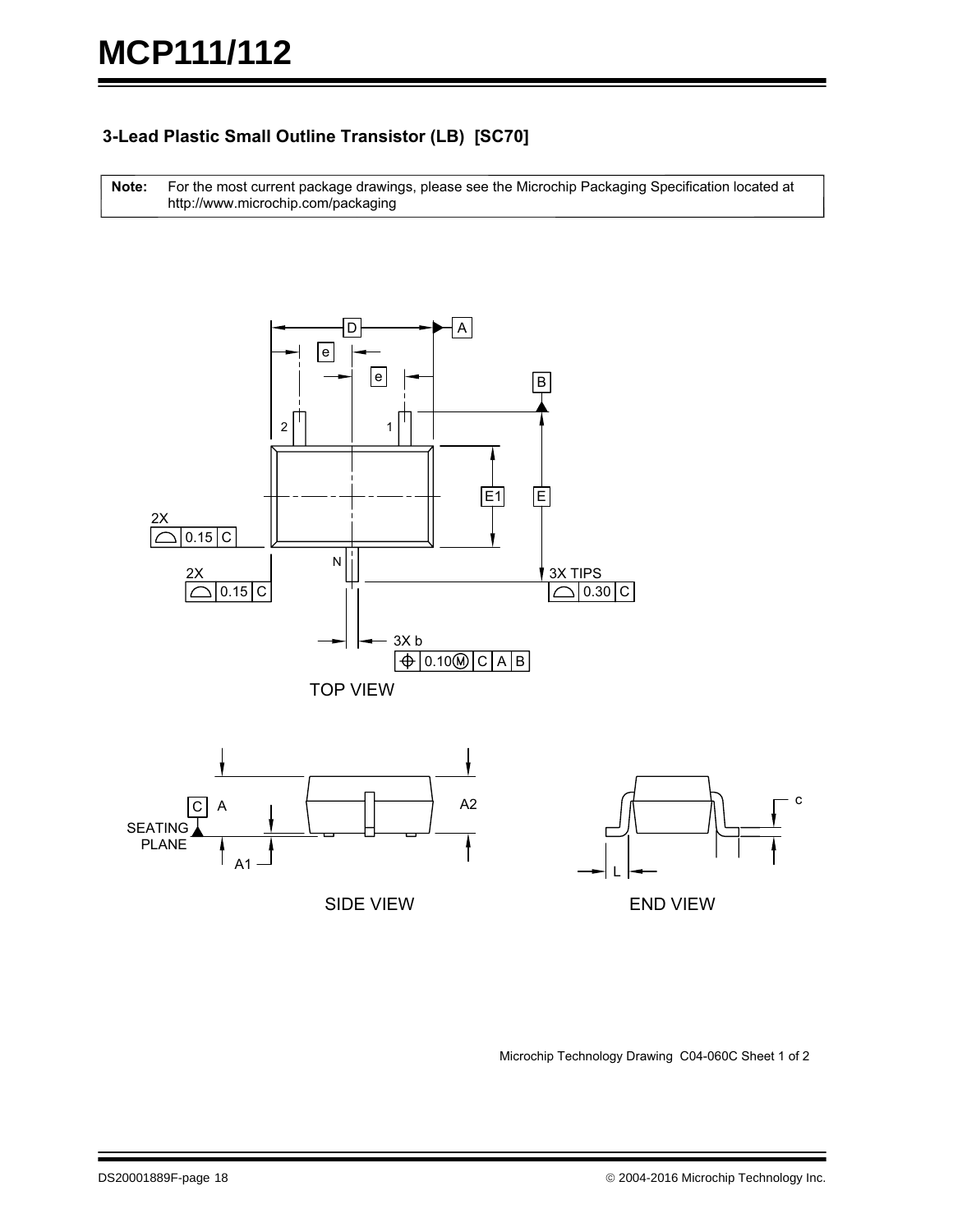### 3-Lead Plastic Small Outline Transistor (LB) [SC70]

| **Note:** | For the most current package drawings, please see the Microchip Packaging Specification located at http://www.microchip.com/packaging |
|---|---|

TOP VIEW

SIDE VIEW

END VIEW

Microchip Technology Drawing C04-060C Sheet 1 of 2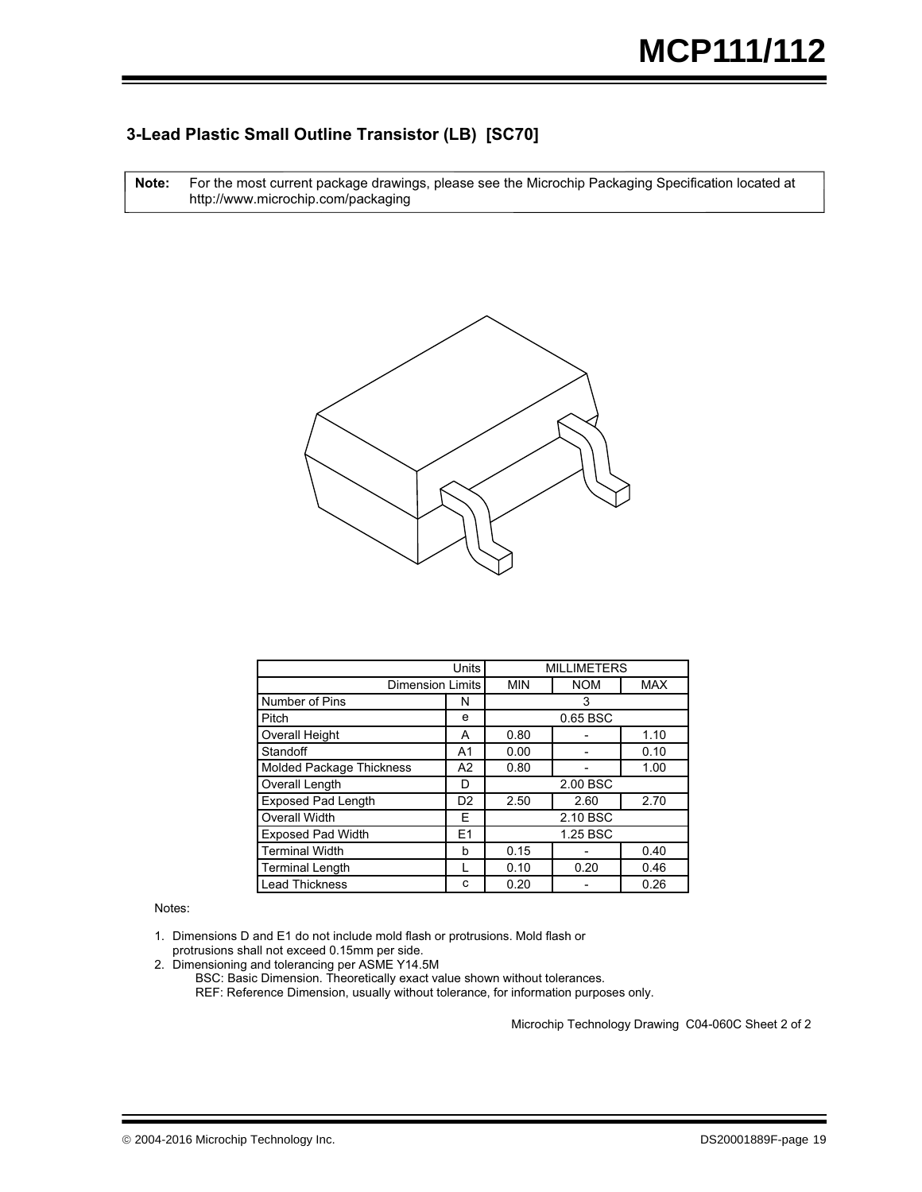## 3-Lead Plastic Small Outline Transistor (LB) [SC70]

| **Note:** | For the most current package drawings, please see the Microchip Packaging Specification located at http://www.microchip.com/packaging |
|---|---|

| Units | | MILLIMETERS | | |
|---|---|---|---|---|
| Dimension Limits | | MIN | NOM | MAX |
| Number of Pins | N | 3 | | |
| Pitch | e | 0.65 BSC | | |
| Overall Height | A | 0.80 | - | 1.10 |
| Standoff | A1 | 0.00 | - | 0.10 |
| Molded Package Thickness | A2 | 0.80 | - | 1.00 |
| Overall Length | D | 2.00 BSC | | |
| Exposed Pad Length | D2 | 2.50 | 2.60 | 2.70 |
| Overall Width | E | 2.10 BSC | | |
| Exposed Pad Width | E1 | 1.25 BSC | | |
| Terminal Width | b | 0.15 | - | 0.40 |
| Terminal Length | L | 0.10 | 0.20 | 0.46 |
| Lead Thickness | c | 0.20 | - | 0.26 |

Notes:

1. Dimensions D and E1 do not include mold flash or protrusions. Mold flash or protrusions shall not exceed 0.15mm per side.
2. Dimensioning and tolerancing per ASME Y14.5M
   - BSC: Basic Dimension. Theoretically exact value shown without tolerances.
   - REF: Reference Dimension, usually without tolerance, for information purposes only.

Microchip Technology Drawing C04-060C Sheet 2 of 2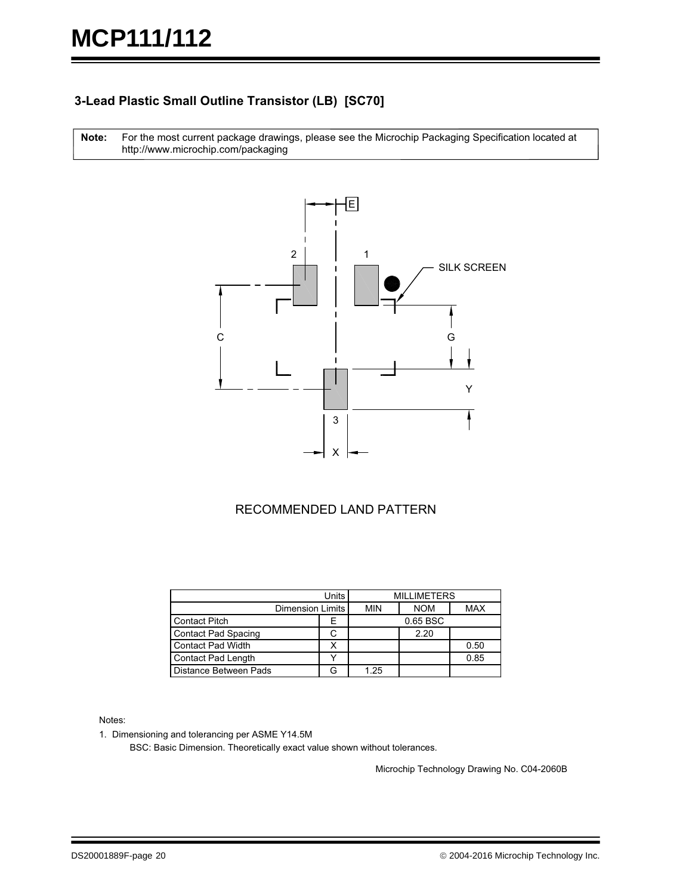### 3-Lead Plastic Small Outline Transistor (LB) [SC70]

**Note:** For the most current package drawings, please see the Microchip Packaging Specification located at http://www.microchip.com/packaging

RECOMMENDED LAND PATTERN

| | Units | MILLIMETERS | | |
|---|---|---|---|---|
| | Dimension Limits | MIN | NOM | MAX |
| Contact Pitch | E | | 0.65 BSC | |
| Contact Pad Spacing | C | | 2.20 | |
| Contact Pad Width | X | | | 0.50 |
| Contact Pad Length | Y | | | 0.85 |
| Distance Between Pads | G | 1.25 | | |

Notes:

1. Dimensioning and tolerancing per ASME Y14.5M

   BSC: Basic Dimension. Theoretically exact value shown without tolerances.

Microchip Technology Drawing No. C04-2060B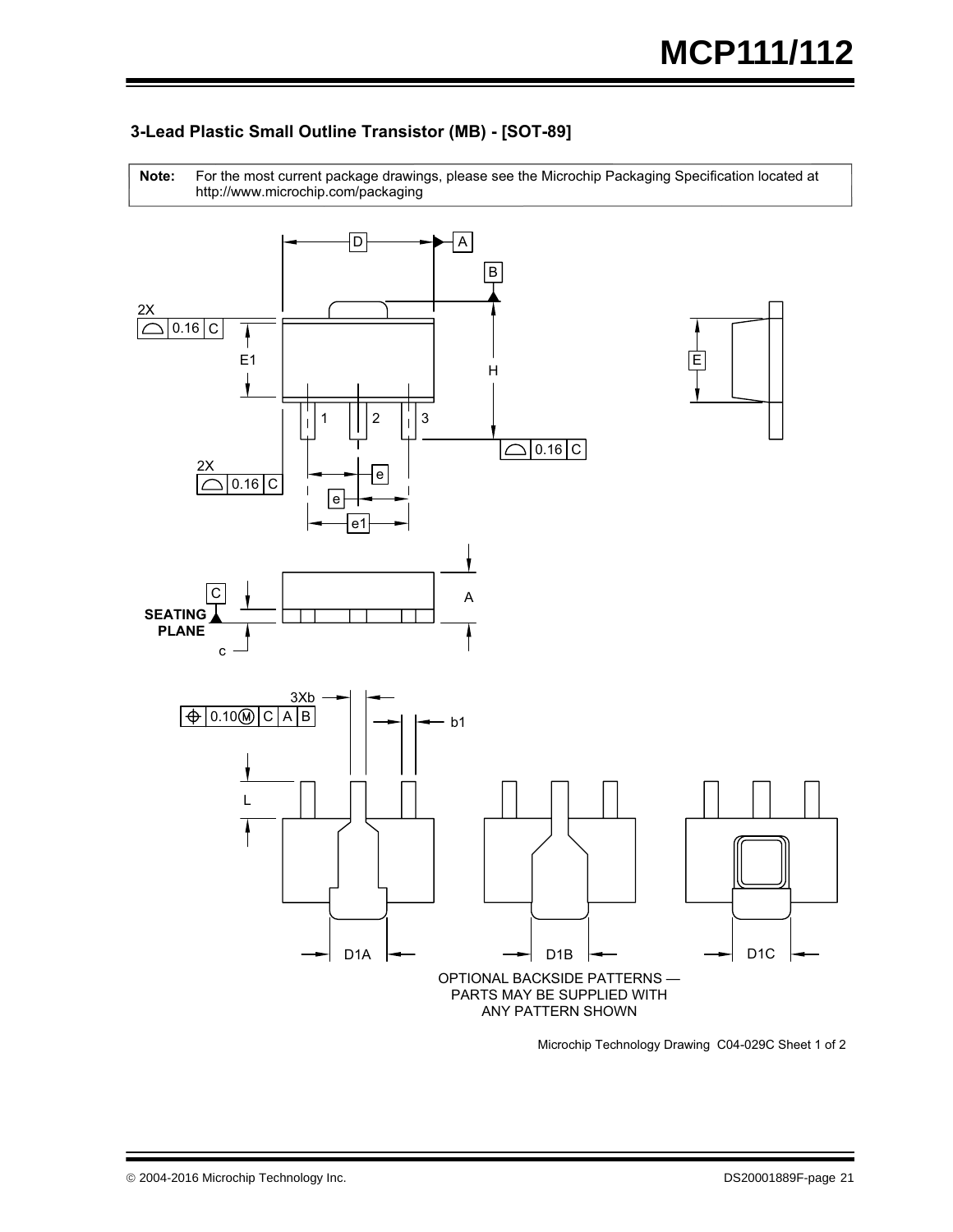### 3-Lead Plastic Small Outline Transistor (MB) - [SOT-89]

| **Note:** | For the most current package drawings, please see the Microchip Packaging Specification located at http://www.microchip.com/packaging |
| --- | --- |

OPTIONAL BACKSIDE PATTERNS — PARTS MAY BE SUPPLIED WITH ANY PATTERN SHOWN

Microchip Technology Drawing C04-029C Sheet 1 of 2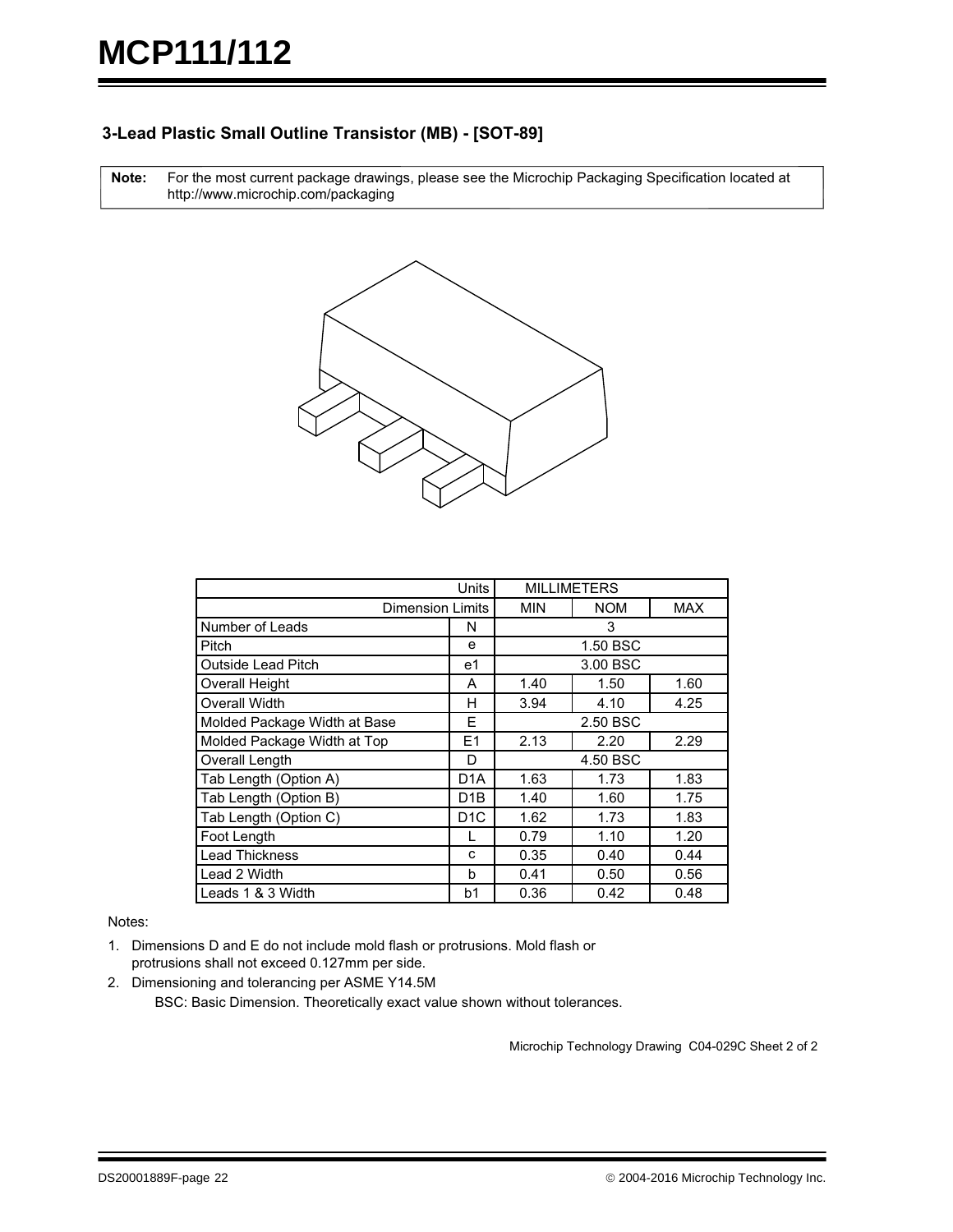### 3-Lead Plastic Small Outline Transistor (MB) - [SOT-89]

**Note:** For the most current package drawings, please see the Microchip Packaging Specification located at http://www.microchip.com/packaging

| Units | | MILLIMETERS | | |
|---|---|---|---|---|
| Dimension Limits | | MIN | NOM | MAX |
| Number of Leads | N | | 3 | |
| Pitch | e | | 1.50 BSC | |
| Outside Lead Pitch | e1 | | 3.00 BSC | |
| Overall Height | A | 1.40 | 1.50 | 1.60 |
| Overall Width | H | 3.94 | 4.10 | 4.25 |
| Molded Package Width at Base | E | | 2.50 BSC | |
| Molded Package Width at Top | E1 | 2.13 | 2.20 | 2.29 |
| Overall Length | D | | 4.50 BSC | |
| Tab Length (Option A) | D1A | 1.63 | 1.73 | 1.83 |
| Tab Length (Option B) | D1B | 1.40 | 1.60 | 1.75 |
| Tab Length (Option C) | D1C | 1.62 | 1.73 | 1.83 |
| Foot Length | L | 0.79 | 1.10 | 1.20 |
| Lead Thickness | c | 0.35 | 0.40 | 0.44 |
| Lead 2 Width | b | 0.41 | 0.50 | 0.56 |
| Leads 1 & 3 Width | b1 | 0.36 | 0.42 | 0.48 |

Notes:

1. Dimensions D and E do not include mold flash or protrusions. Mold flash or protrusions shall not exceed 0.127mm per side.
2. Dimensioning and tolerancing per ASME Y14.5M

   BSC: Basic Dimension. Theoretically exact value shown without tolerances.

Microchip Technology Drawing C04-029C Sheet 2 of 2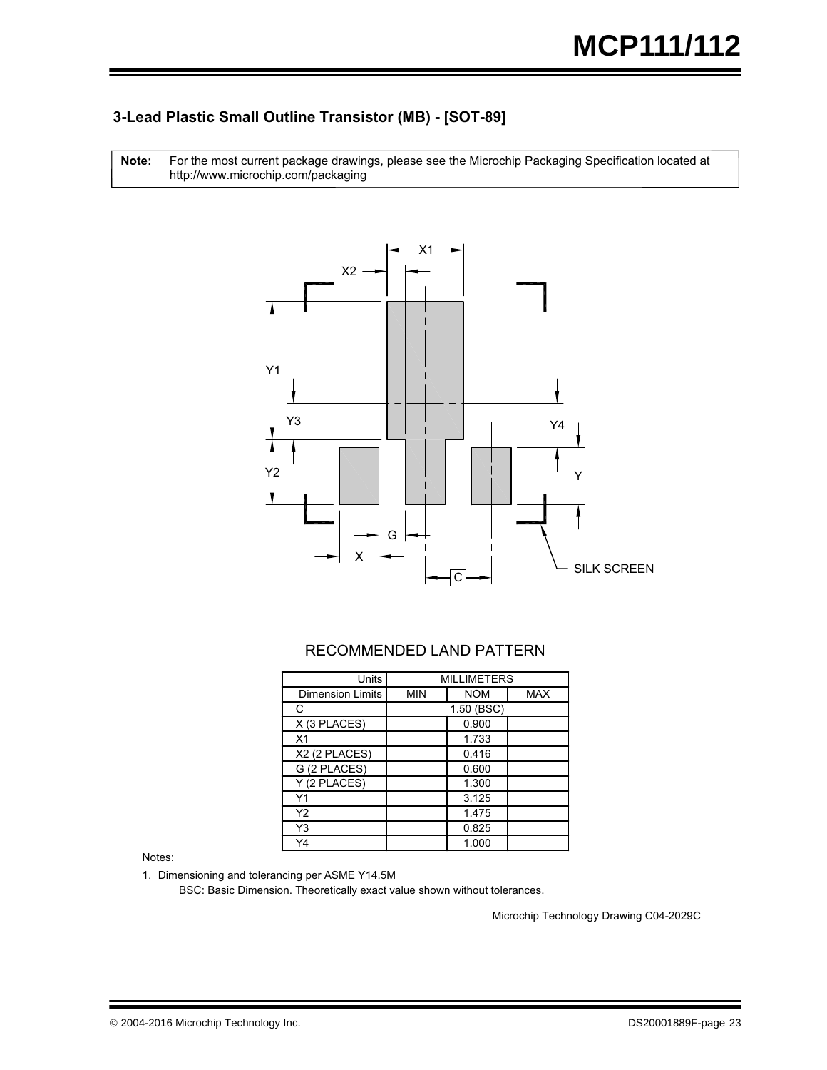## 3-Lead Plastic Small Outline Transistor (MB) - [SOT-89]

| **Note:** | For the most current package drawings, please see the Microchip Packaging Specification located at http://www.microchip.com/packaging |
|---|---|

RECOMMENDED LAND PATTERN

| Units | MILLIMETERS | | |
|---|---|---|---|
| Dimension Limits | MIN | NOM | MAX |
| C | | 1.50 (BSC) | |
| X (3 PLACES) | | 0.900 | |
| X1 | | 1.733 | |
| X2 (2 PLACES) | | 0.416 | |
| G (2 PLACES) | | 0.600 | |
| Y (2 PLACES) | | 1.300 | |
| Y1 | | 3.125 | |
| Y2 | | 1.475 | |
| Y3 | | 0.825 | |
| Y4 | | 1.000 | |

Notes:

1. Dimensioning and tolerancing per ASME Y14.5M

   BSC: Basic Dimension. Theoretically exact value shown without tolerances.

Microchip Technology Drawing C04-2029C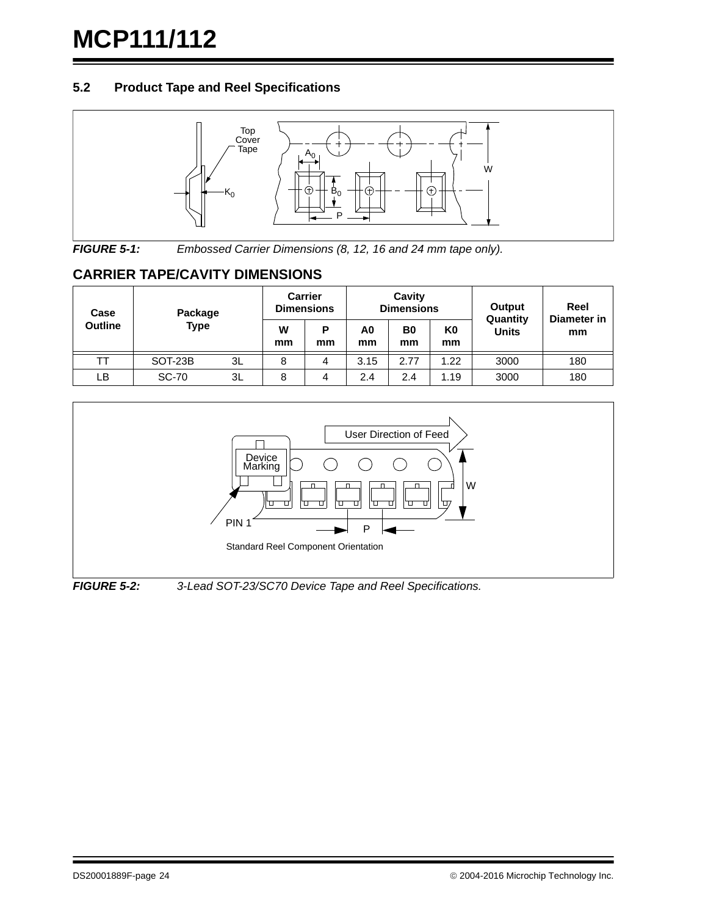### 5.2 Product Tape and Reel Specifications

*FIGURE 5-1: Embossed Carrier Dimensions (8, 12, 16 and 24 mm tape only).*

## CARRIER TAPE/CAVITY DIMENSIONS

| Case Outline | Package Type | | Carrier Dimensions | | Cavity Dimensions | | | Output Quantity Units | Reel Diameter in mm |
|---|---|---|---|---|---|---|---|---|---|
| | | | W mm | P mm | A0 mm | B0 mm | K0 mm | | |
| TT | SOT-23B | 3L | 8 | 4 | 3.15 | 2.77 | 1.22 | 3000 | 180 |
| LB | SC-70 | 3L | 8 | 4 | 2.4 | 2.4 | 1.19 | 3000 | 180 |

*FIGURE 5-2: 3-Lead SOT-23/SC70 Device Tape and Reel Specifications.*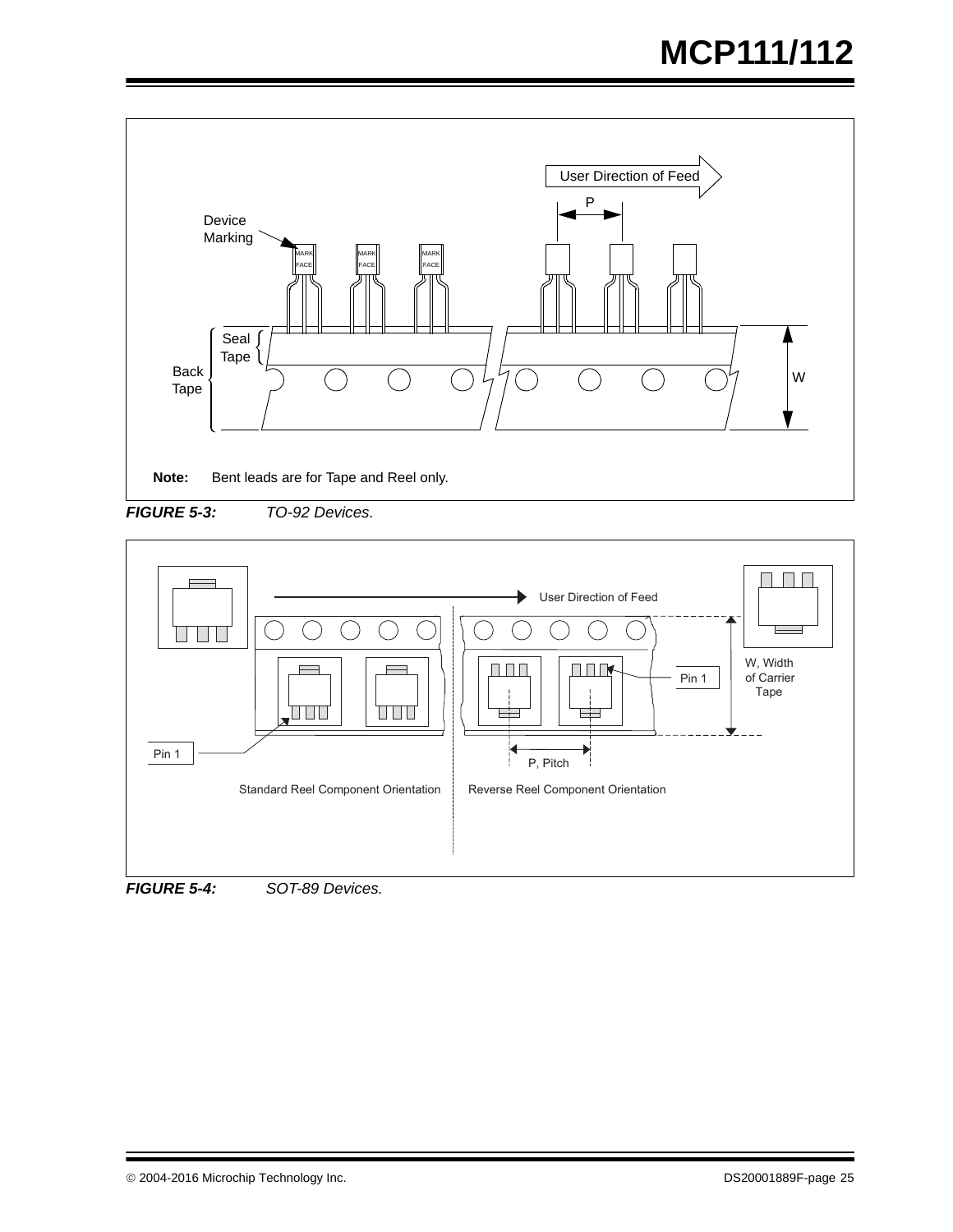Note: Bent leads are for Tape and Reel only.

*FIGURE 5-3: TO-92 Devices.*

*FIGURE 5-4: SOT-89 Devices.*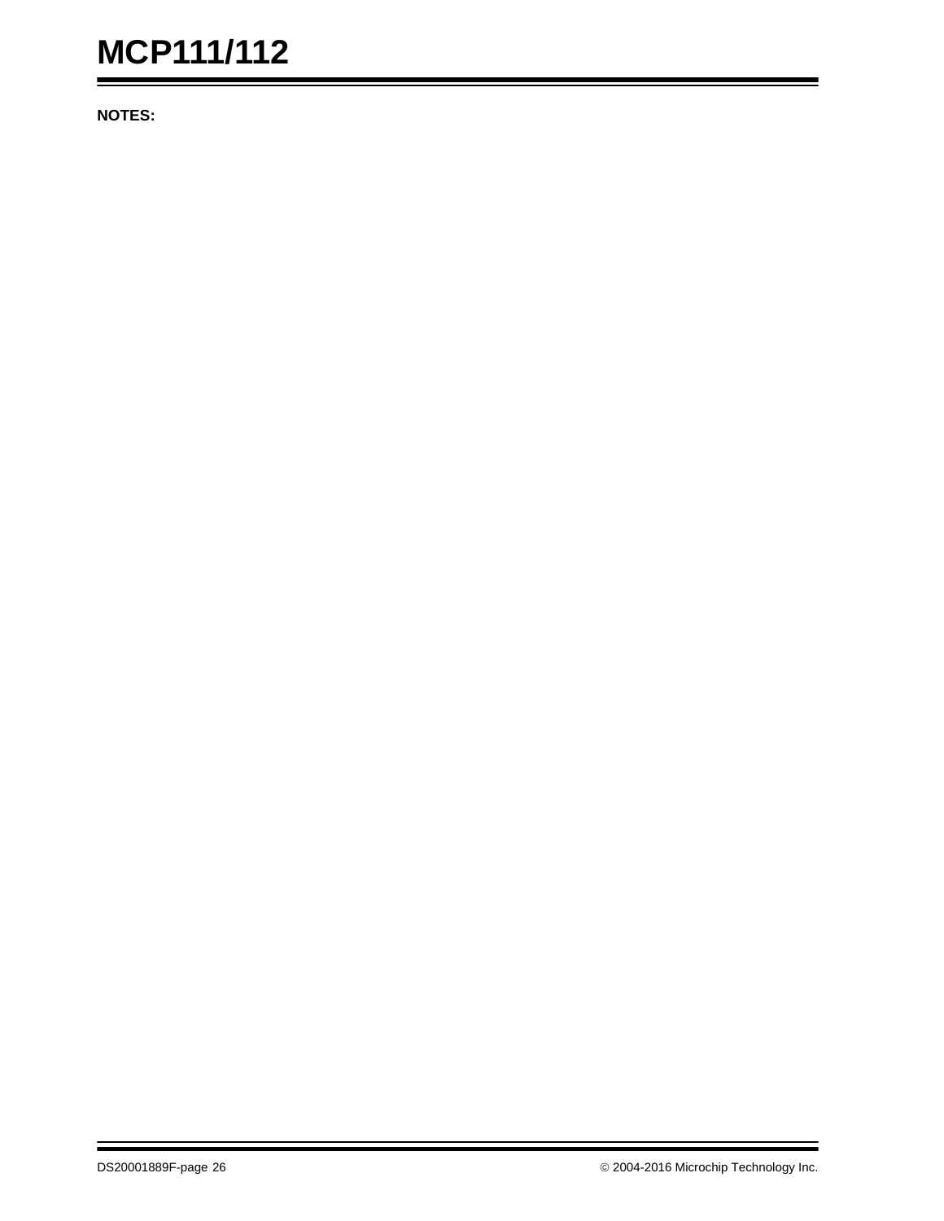**NOTES:**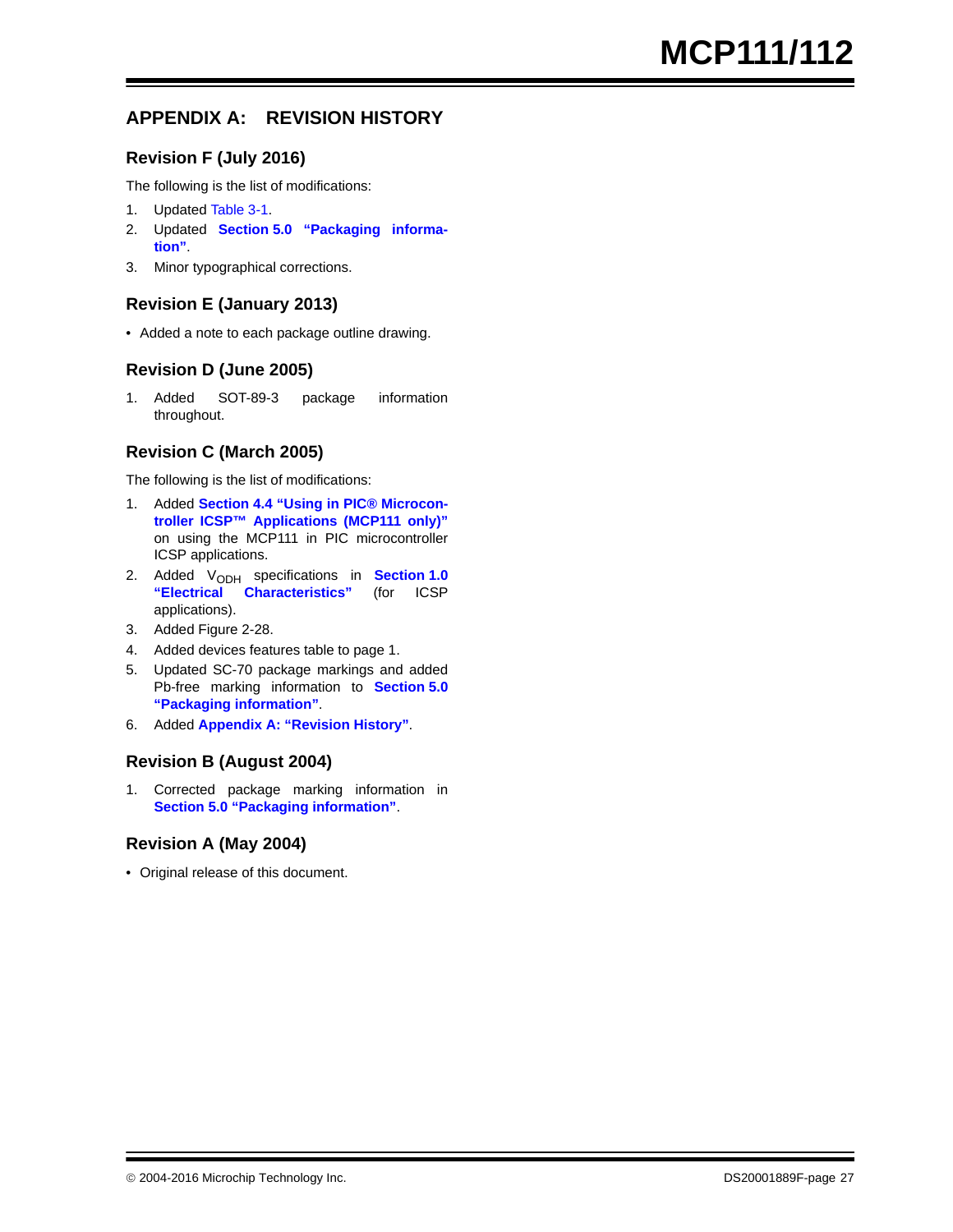# APPENDIX A: REVISION HISTORY

## Revision F (July 2016)

The following is the list of modifications:

1. Updated Table 3-1.
2. Updated **Section 5.0 "Packaging information"**.
3. Minor typographical corrections.

## Revision E (January 2013)

- Added a note to each package outline drawing.

## Revision D (June 2005)

1. Added SOT-89-3 package information throughout.

## Revision C (March 2005)

The following is the list of modifications:

1. Added **Section 4.4 "Using in PIC® Microcontroller ICSP™ Applications (MCP111 only)"** on using the MCP111 in PIC microcontroller ICSP applications.
2. Added $V_{ODH}$ specifications in **Section 1.0 "Electrical Characteristics"** (for ICSP applications).
3. Added Figure 2-28.
4. Added devices features table to page 1.
5. Updated SC-70 package markings and added Pb-free marking information to **Section 5.0 "Packaging information"**.
6. Added **Appendix A: "Revision History"**.

## Revision B (August 2004)

1. Corrected package marking information in **Section 5.0 "Packaging information"**.

## Revision A (May 2004)

- Original release of this document.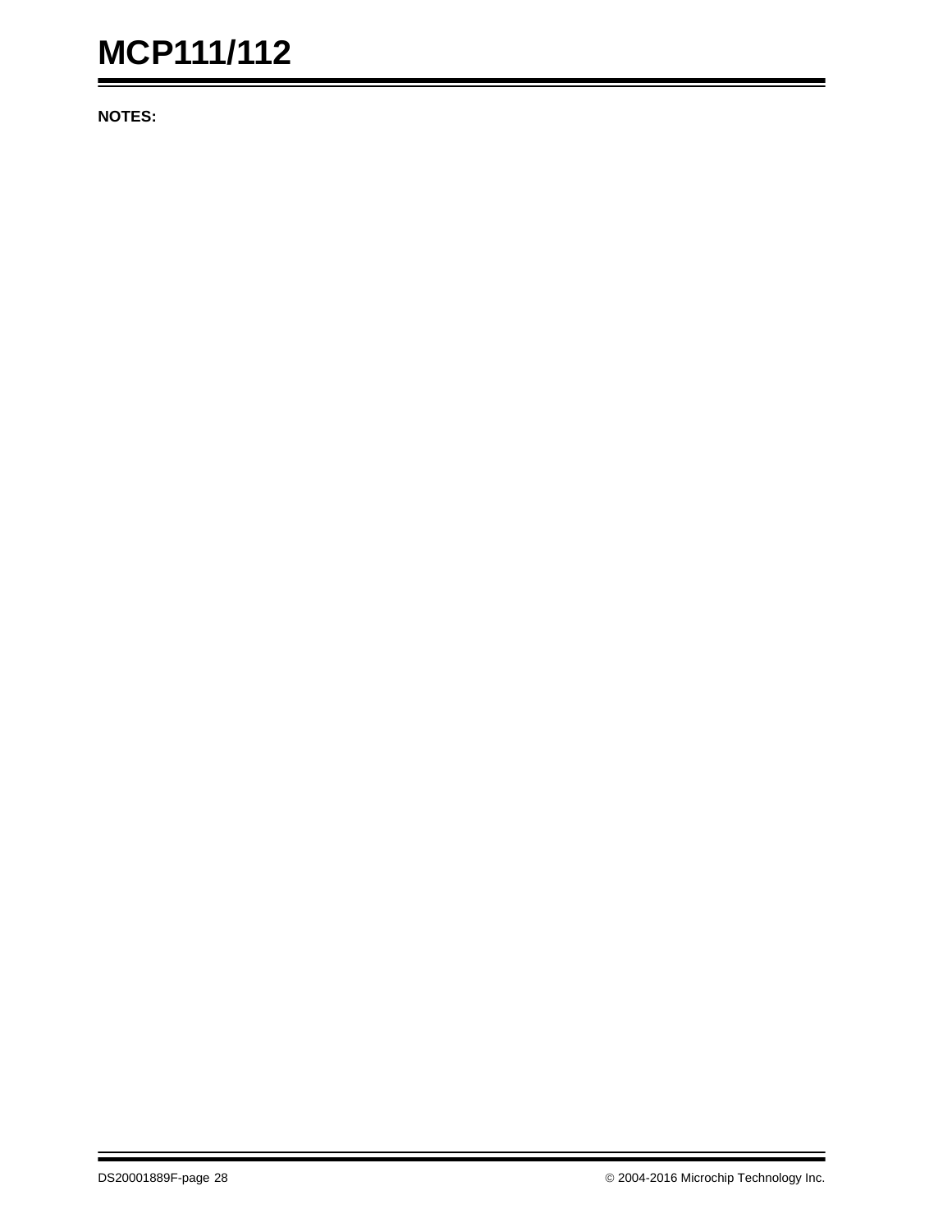**NOTES:**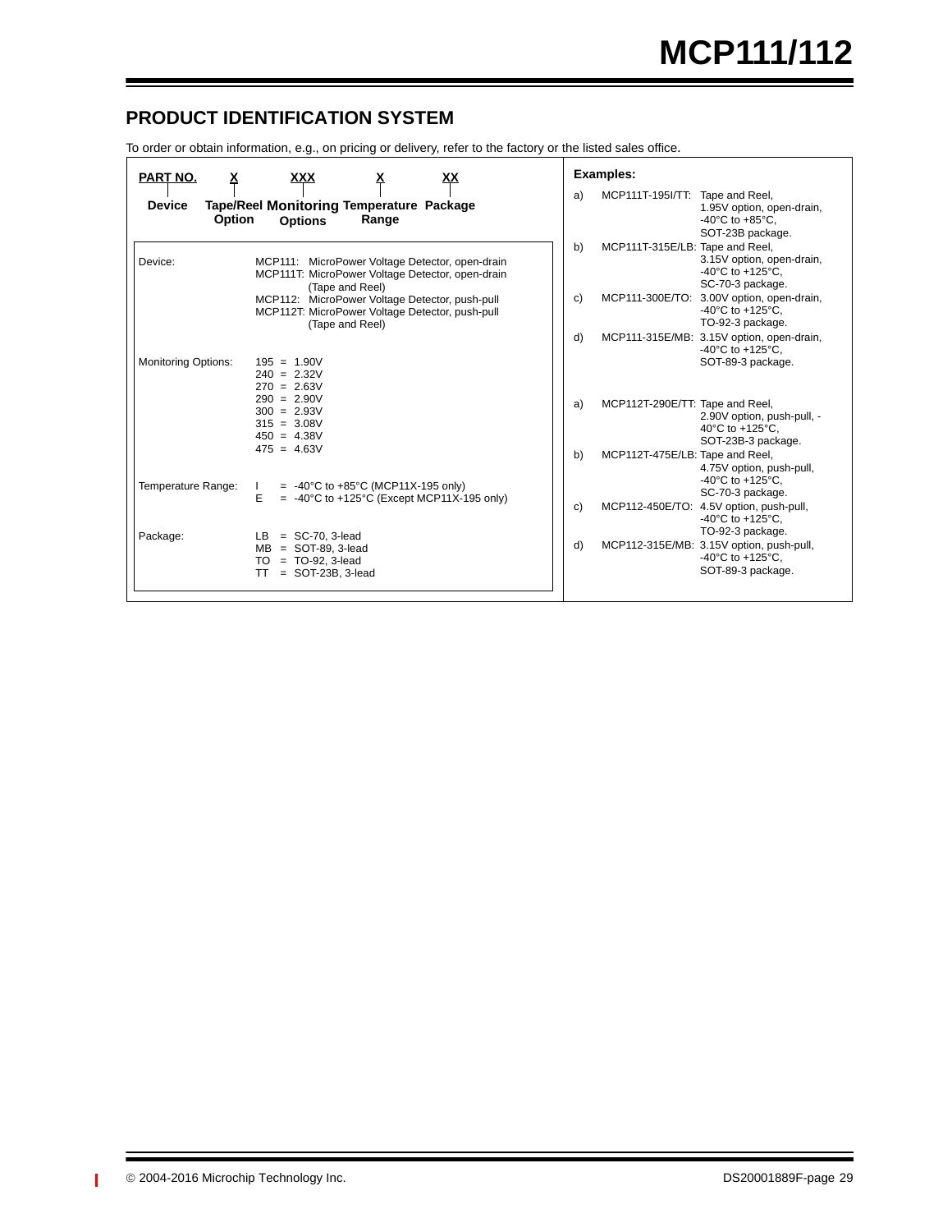## PRODUCT IDENTIFICATION SYSTEM

To order or obtain information, e.g., on pricing or delivery, refer to the factory or the listed sales office.

| PART NO. | X | XXX | X | XX |
|---|---|---|---|---|
| Device | Tape/Reel Option | Monitoring Options | Temperature Range | Package |

**Device:**
- MCP111: MicroPower Voltage Detector, open-drain
- MCP111T: MicroPower Voltage Detector, open-drain (Tape and Reel)
- MCP112: MicroPower Voltage Detector, push-pull
- MCP112T: MicroPower Voltage Detector, push-pull (Tape and Reel)

**Monitoring Options:**
- 195 = 1.90V
- 240 = 2.32V
- 270 = 2.63V
- 290 = 2.90V
- 300 = 2.93V
- 315 = 3.08V
- 450 = 4.38V
- 475 = 4.63V

**Temperature Range:**
- I = -40°C to +85°C (MCP11X-195 only)
- E = -40°C to +125°C (Except MCP11X-195 only)

**Package:**
- LB = SC-70, 3-lead
- MB = SOT-89, 3-lead
- TO = TO-92, 3-lead
- TT = SOT-23B, 3-lead

**Examples:**

a) MCP111T-195I/TT: Tape and Reel, 1.95V option, open-drain, -40°C to +85°C, SOT-23B package.

b) MCP111T-315E/LB: Tape and Reel, 3.15V option, open-drain, -40°C to +125°C, SC-70-3 package.

c) MCP111-300E/TO: 3.00V option, open-drain, -40°C to +125°C, TO-92-3 package.

d) MCP111-315E/MB: 3.15V option, open-drain, -40°C to +125°C, SOT-89-3 package.

a) MCP112T-290E/TT: Tape and Reel, 2.90V option, push-pull, -40°C to +125°C, SOT-23B-3 package.

b) MCP112T-475E/LB: Tape and Reel, 4.75V option, push-pull, -40°C to +125°C, SC-70-3 package.

c) MCP112-450E/TO: 4.5V option, push-pull, -40°C to +125°C, TO-92-3 package.

d) MCP112-315E/MB: 3.15V option, push-pull, -40°C to +125°C, SOT-89-3 package.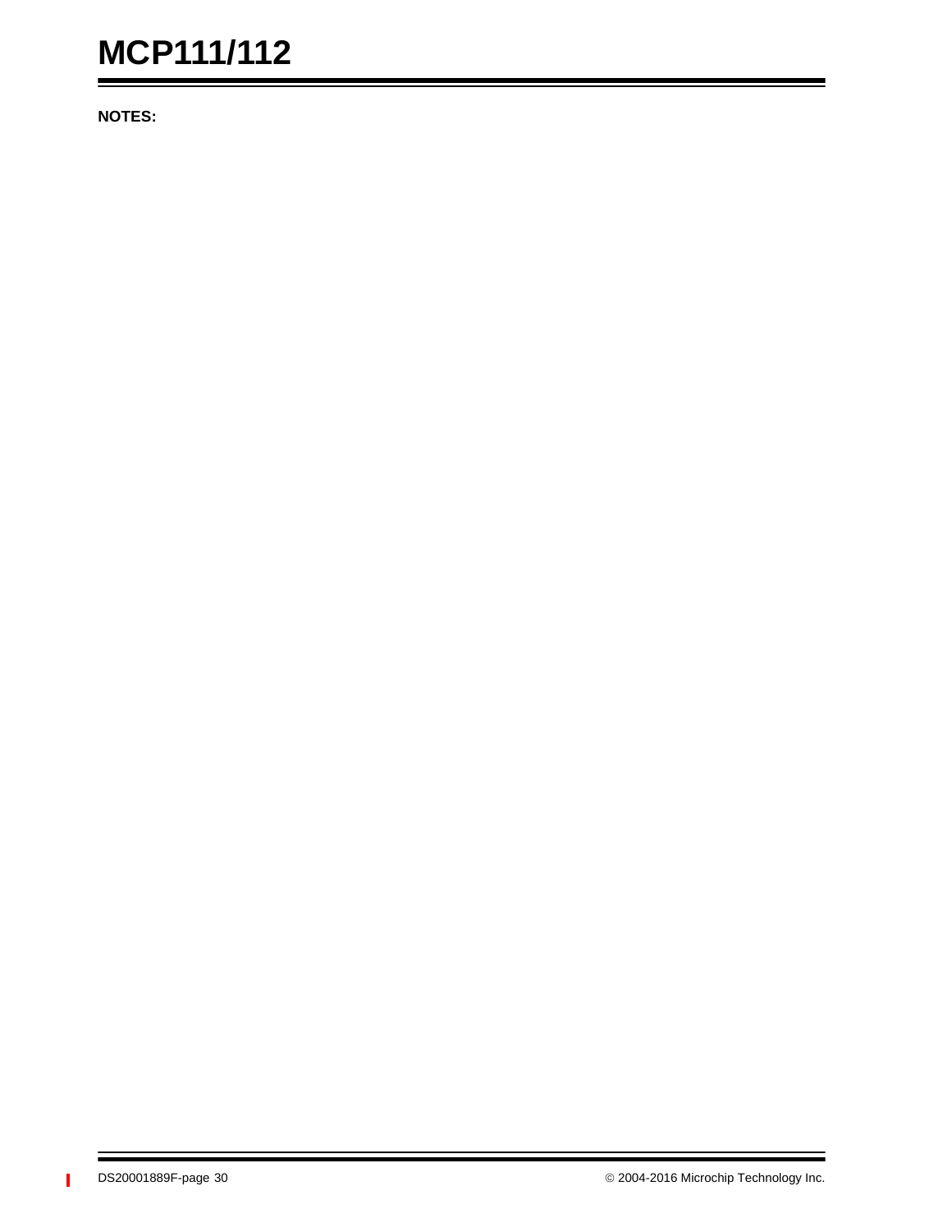**NOTES:**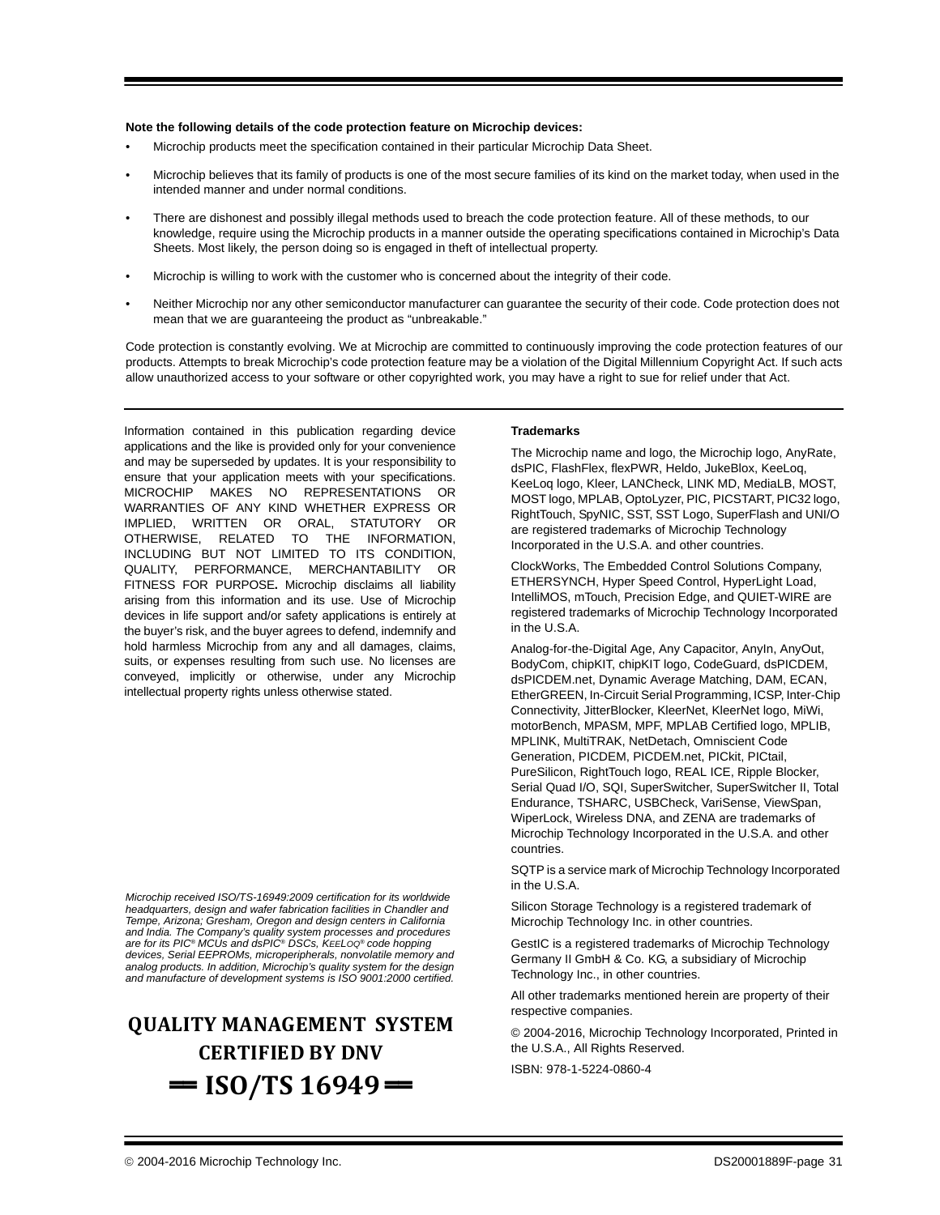**Note the following details of the code protection feature on Microchip devices:**

- Microchip products meet the specification contained in their particular Microchip Data Sheet.
- Microchip believes that its family of products is one of the most secure families of its kind on the market today, when used in the intended manner and under normal conditions.
- There are dishonest and possibly illegal methods used to breach the code protection feature. All of these methods, to our knowledge, require using the Microchip products in a manner outside the operating specifications contained in Microchip's Data Sheets. Most likely, the person doing so is engaged in theft of intellectual property.
- Microchip is willing to work with the customer who is concerned about the integrity of their code.
- Neither Microchip nor any other semiconductor manufacturer can guarantee the security of their code. Code protection does not mean that we are guaranteeing the product as "unbreakable."

Code protection is constantly evolving. We at Microchip are committed to continuously improving the code protection features of our products. Attempts to break Microchip's code protection feature may be a violation of the Digital Millennium Copyright Act. If such acts allow unauthorized access to your software or other copyrighted work, you may have a right to sue for relief under that Act.

---

Information contained in this publication regarding device applications and the like is provided only for your convenience and may be superseded by updates. It is your responsibility to ensure that your application meets with your specifications. MICROCHIP MAKES NO REPRESENTATIONS OR WARRANTIES OF ANY KIND WHETHER EXPRESS OR IMPLIED, WRITTEN OR ORAL, STATUTORY OR OTHERWISE, RELATED TO THE INFORMATION, INCLUDING BUT NOT LIMITED TO ITS CONDITION, QUALITY, PERFORMANCE, MERCHANTABILITY OR FITNESS FOR PURPOSE**.** Microchip disclaims all liability arising from this information and its use. Use of Microchip devices in life support and/or safety applications is entirely at the buyer's risk, and the buyer agrees to defend, indemnify and hold harmless Microchip from any and all damages, claims, suits, or expenses resulting from such use. No licenses are conveyed, implicitly or otherwise, under any Microchip intellectual property rights unless otherwise stated.

*Microchip received ISO/TS-16949:2009 certification for its worldwide headquarters, design and wafer fabrication facilities in Chandler and Tempe, Arizona; Gresham, Oregon and design centers in California and India. The Company's quality system processes and procedures are for its PIC® MCUs and dsPIC® DSCs, KEELOQ® code hopping devices, Serial EEPROMs, microperipherals, nonvolatile memory and analog products. In addition, Microchip's quality system for the design and manufacture of development systems is ISO 9001:2000 certified.*

**QUALITY MANAGEMENT SYSTEM CERTIFIED BY DNV**

**== ISO/TS 16949 ==**

**Trademarks**

The Microchip name and logo, the Microchip logo, AnyRate, dsPIC, FlashFlex, flexPWR, Heldo, JukeBlox, KeeLoq, KeeLoq logo, Kleer, LANCheck, LINK MD, MediaLB, MOST, MOST logo, MPLAB, OptoLyzer, PIC, PICSTART, PIC32 logo, RightTouch, SpyNIC, SST, SST Logo, SuperFlash and UNI/O are registered trademarks of Microchip Technology Incorporated in the U.S.A. and other countries.

ClockWorks, The Embedded Control Solutions Company, ETHERSYNCH, Hyper Speed Control, HyperLight Load, IntelliMOS, mTouch, Precision Edge, and QUIET-WIRE are registered trademarks of Microchip Technology Incorporated in the U.S.A.

Analog-for-the-Digital Age, Any Capacitor, AnyIn, AnyOut, BodyCom, chipKIT, chipKIT logo, CodeGuard, dsPICDEM, dsPICDEM.net, Dynamic Average Matching, DAM, ECAN, EtherGREEN, In-Circuit Serial Programming, ICSP, Inter-Chip Connectivity, JitterBlocker, KleerNet, KleerNet logo, MiWi, motorBench, MPASM, MPF, MPLAB Certified logo, MPLIB, MPLINK, MultiTRAK, NetDetach, Omniscient Code Generation, PICDEM, PICDEM.net, PICkit, PICtail, PureSilicon, RightTouch logo, REAL ICE, Ripple Blocker, Serial Quad I/O, SQI, SuperSwitcher, SuperSwitcher II, Total Endurance, TSHARC, USBCheck, VariSense, ViewSpan, WiperLock, Wireless DNA, and ZENA are trademarks of Microchip Technology Incorporated in the U.S.A. and other countries.

SQTP is a service mark of Microchip Technology Incorporated in the U.S.A.

Silicon Storage Technology is a registered trademark of Microchip Technology Inc. in other countries.

GestIC is a registered trademarks of Microchip Technology Germany II GmbH & Co. KG, a subsidiary of Microchip Technology Inc., in other countries.

All other trademarks mentioned herein are property of their respective companies.

© 2004-2016, Microchip Technology Incorporated, Printed in the U.S.A., All Rights Reserved.

ISBN: 978-1-5224-0860-4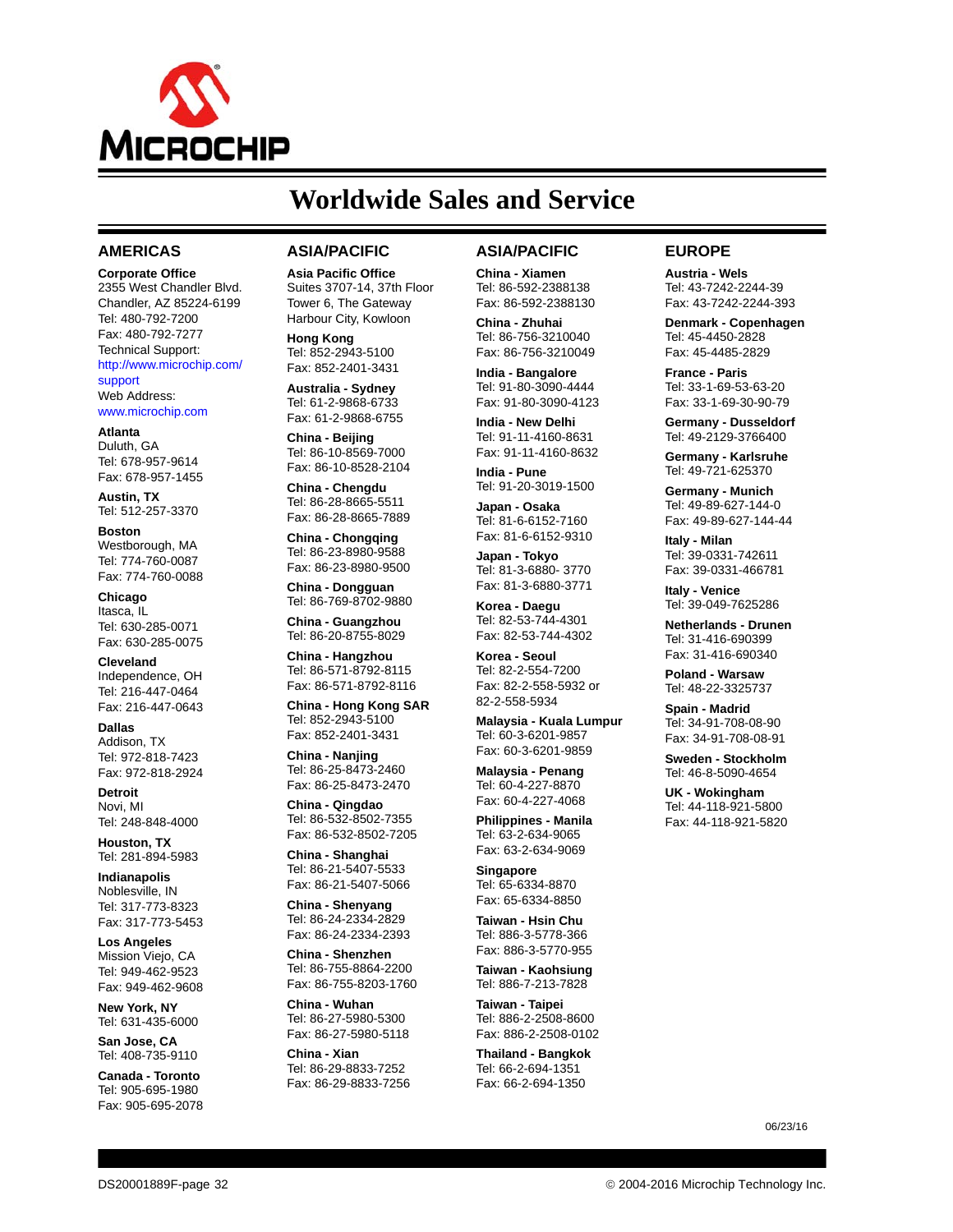# Worldwide Sales and Service

## AMERICAS

**Corporate Office**
2355 West Chandler Blvd.
Chandler, AZ 85224-6199
Tel: 480-792-7200
Fax: 480-792-7277
Technical Support:
http://www.microchip.com/support
Web Address:
www.microchip.com

**Atlanta**
Duluth, GA
Tel: 678-957-9614
Fax: 678-957-1455

**Austin, TX**
Tel: 512-257-3370

**Boston**
Westborough, MA
Tel: 774-760-0087
Fax: 774-760-0088

**Chicago**
Itasca, IL
Tel: 630-285-0071
Fax: 630-285-0075

**Cleveland**
Independence, OH
Tel: 216-447-0464
Fax: 216-447-0643

**Dallas**
Addison, TX
Tel: 972-818-7423
Fax: 972-818-2924

**Detroit**
Novi, MI
Tel: 248-848-4000

**Houston, TX**
Tel: 281-894-5983

**Indianapolis**
Noblesville, IN
Tel: 317-773-8323
Fax: 317-773-5453

**Los Angeles**
Mission Viejo, CA
Tel: 949-462-9523
Fax: 949-462-9608

**New York, NY**
Tel: 631-435-6000

**San Jose, CA**
Tel: 408-735-9110

**Canada - Toronto**
Tel: 905-695-1980
Fax: 905-695-2078

## ASIA/PACIFIC

**Asia Pacific Office**
Suites 3707-14, 37th Floor
Tower 6, The Gateway
Harbour City, Kowloon

**Hong Kong**
Tel: 852-2943-5100
Fax: 852-2401-3431

**Australia - Sydney**
Tel: 61-2-9868-6733
Fax: 61-2-9868-6755

**China - Beijing**
Tel: 86-10-8569-7000
Fax: 86-10-8528-2104

**China - Chengdu**
Tel: 86-28-8665-5511
Fax: 86-28-8665-7889

**China - Chongqing**
Tel: 86-23-8980-9588
Fax: 86-23-8980-9500

**China - Dongguan**
Tel: 86-769-8702-9880

**China - Guangzhou**
Tel: 86-20-8755-8029

**China - Hangzhou**
Tel: 86-571-8792-8115
Fax: 86-571-8792-8116

**China - Hong Kong SAR**
Tel: 852-2943-5100
Fax: 852-2401-3431

**China - Nanjing**
Tel: 86-25-8473-2460
Fax: 86-25-8473-2470

**China - Qingdao**
Tel: 86-532-8502-7355
Fax: 86-532-8502-7205

**China - Shanghai**
Tel: 86-21-5407-5533
Fax: 86-21-5407-5066

**China - Shenyang**
Tel: 86-24-2334-2829
Fax: 86-24-2334-2393

**China - Shenzhen**
Tel: 86-755-8864-2200
Fax: 86-755-8203-1760

**China - Wuhan**
Tel: 86-27-5980-5300
Fax: 86-27-5980-5118

**China - Xian**
Tel: 86-29-8833-7252
Fax: 86-29-8833-7256

## ASIA/PACIFIC

**China - Xiamen**
Tel: 86-592-2388138
Fax: 86-592-2388130

**China - Zhuhai**
Tel: 86-756-3210040
Fax: 86-756-3210049

**India - Bangalore**
Tel: 91-80-3090-4444
Fax: 91-80-3090-4123

**India - New Delhi**
Tel: 91-11-4160-8631
Fax: 91-11-4160-8632

**India - Pune**
Tel: 91-20-3019-1500

**Japan - Osaka**
Tel: 81-6-6152-7160
Fax: 81-6-6152-9310

**Japan - Tokyo**
Tel: 81-3-6880- 3770
Fax: 81-3-6880-3771

**Korea - Daegu**
Tel: 82-53-744-4301
Fax: 82-53-744-4302

**Korea - Seoul**
Tel: 82-2-554-7200
Fax: 82-2-558-5932 or
82-2-558-5934

**Malaysia - Kuala Lumpur**
Tel: 60-3-6201-9857
Fax: 60-3-6201-9859

**Malaysia - Penang**
Tel: 60-4-227-8870
Fax: 60-4-227-4068

**Philippines - Manila**
Tel: 63-2-634-9065
Fax: 63-2-634-9069

**Singapore**
Tel: 65-6334-8870
Fax: 65-6334-8850

**Taiwan - Hsin Chu**
Tel: 886-3-5778-366
Fax: 886-3-5770-955

**Taiwan - Kaohsiung**
Tel: 886-7-213-7828

**Taiwan - Taipei**
Tel: 886-2-2508-8600
Fax: 886-2-2508-0102

**Thailand - Bangkok**
Tel: 66-2-694-1351
Fax: 66-2-694-1350

## EUROPE

**Austria - Wels**
Tel: 43-7242-2244-39
Fax: 43-7242-2244-393

**Denmark - Copenhagen**
Tel: 45-4450-2828
Fax: 45-4485-2829

**France - Paris**
Tel: 33-1-69-53-63-20
Fax: 33-1-69-30-90-79

**Germany - Dusseldorf**
Tel: 49-2129-3766400

**Germany - Karlsruhe**
Tel: 49-721-625370

**Germany - Munich**
Tel: 49-89-627-144-0
Fax: 49-89-627-144-44

**Italy - Milan**
Tel: 39-0331-742611
Fax: 39-0331-466781

**Italy - Venice**
Tel: 39-049-7625286

**Netherlands - Drunen**
Tel: 31-416-690399
Fax: 31-416-690340

**Poland - Warsaw**
Tel: 48-22-3325737

**Spain - Madrid**
Tel: 34-91-708-08-90
Fax: 34-91-708-08-91

**Sweden - Stockholm**
Tel: 46-8-5090-4654

**UK - Wokingham**
Tel: 44-118-921-5800
Fax: 44-118-921-5820

06/23/16